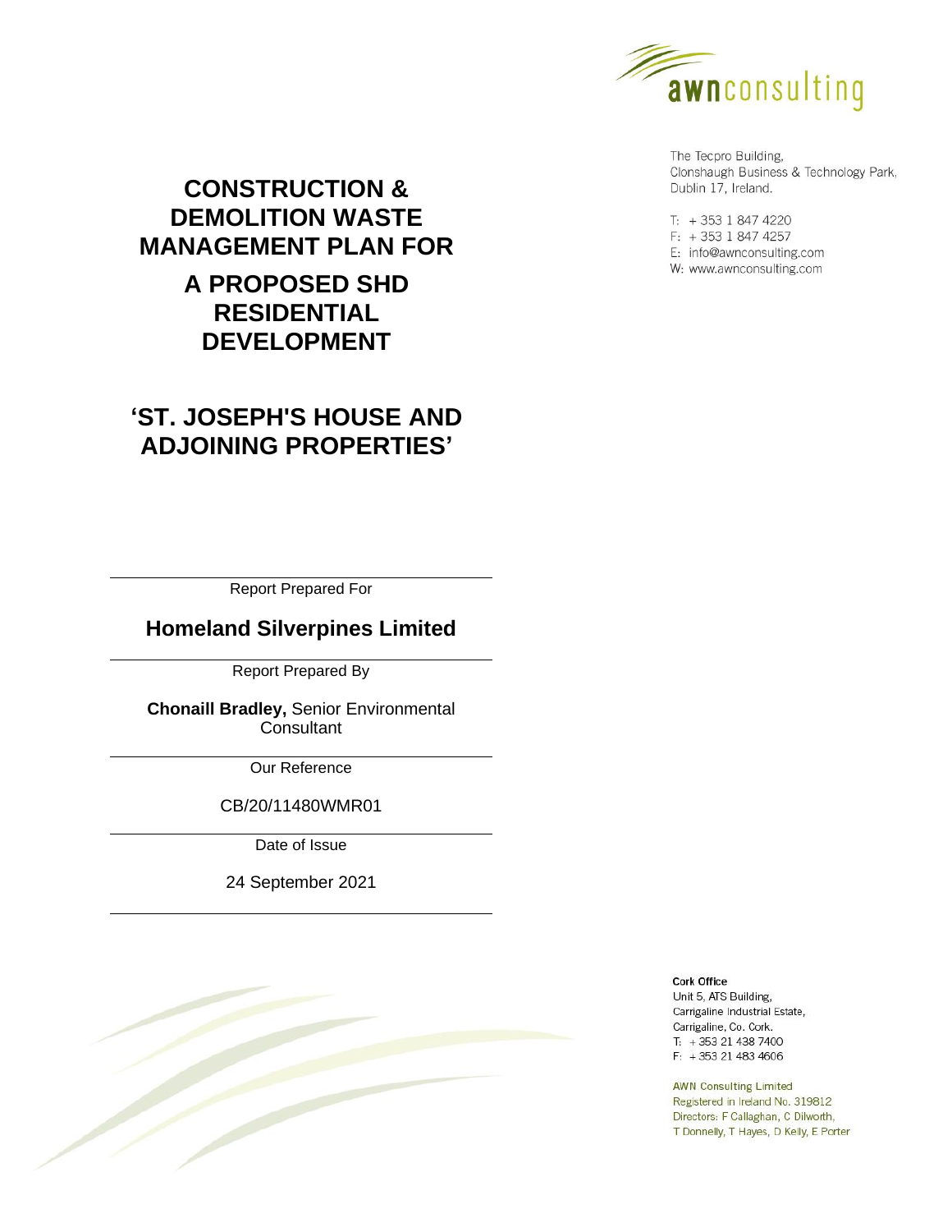awnconsulting

The Tecpro Building,
Clonshaugh Business & Technology Park,
Dublin 17, Ireland.

T: + 353 1 847 4220
F: + 353 1 847 4257
E: info@awnconsulting.com
W: www.awnconsulting.com

# CONSTRUCTION & DEMOLITION WASTE MANAGEMENT PLAN FOR

# A PROPOSED SHD RESIDENTIAL DEVELOPMENT

# 'ST. JOSEPH'S HOUSE AND ADJOINING PROPERTIES'

Report Prepared For

**Homeland Silverpines Limited**

Report Prepared By

**Chonaill Bradley,** Senior Environmental Consultant

Our Reference

CB/20/11480WMR01

Date of Issue

24 September 2021

**Cork Office**
Unit 5, ATS Building,
Carrigaline Industrial Estate,
Carrigaline, Co. Cork.
T: + 353 21 438 7400
F: + 353 21 483 4606

AWN Consulting Limited
Registered in Ireland No. 319812
Directors: F Callaghan, C Dilworth,
T Donnelly, T Hayes, D Kelly, E Porter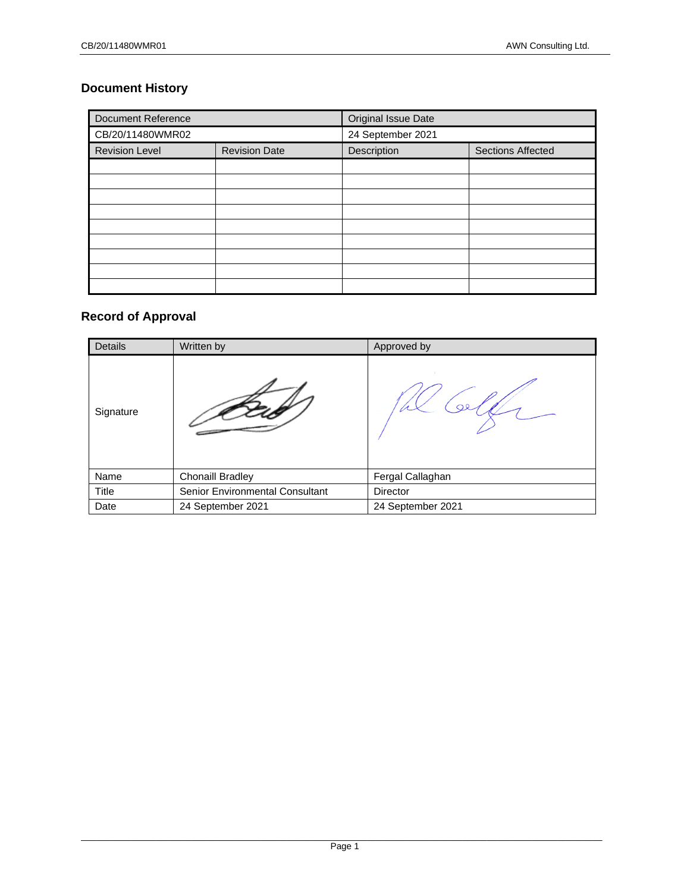## Document History

| Document Reference | | Original Issue Date | |
|---|---|---|---|
| CB/20/11480WMR02 | | 24 September 2021 | |
| Revision Level | Revision Date | Description | Sections Affected |
| | | | |
| | | | |
| | | | |
| | | | |
| | | | |
| | | | |
| | | | |
| | | | |
| | | | |

## Record of Approval

| Details | Written by | Approved by |
|---|---|---|
| Signature | | |
| Name | Chonaill Bradley | Fergal Callaghan |
| Title | Senior Environmental Consultant | Director |
| Date | 24 September 2021 | 24 September 2021 |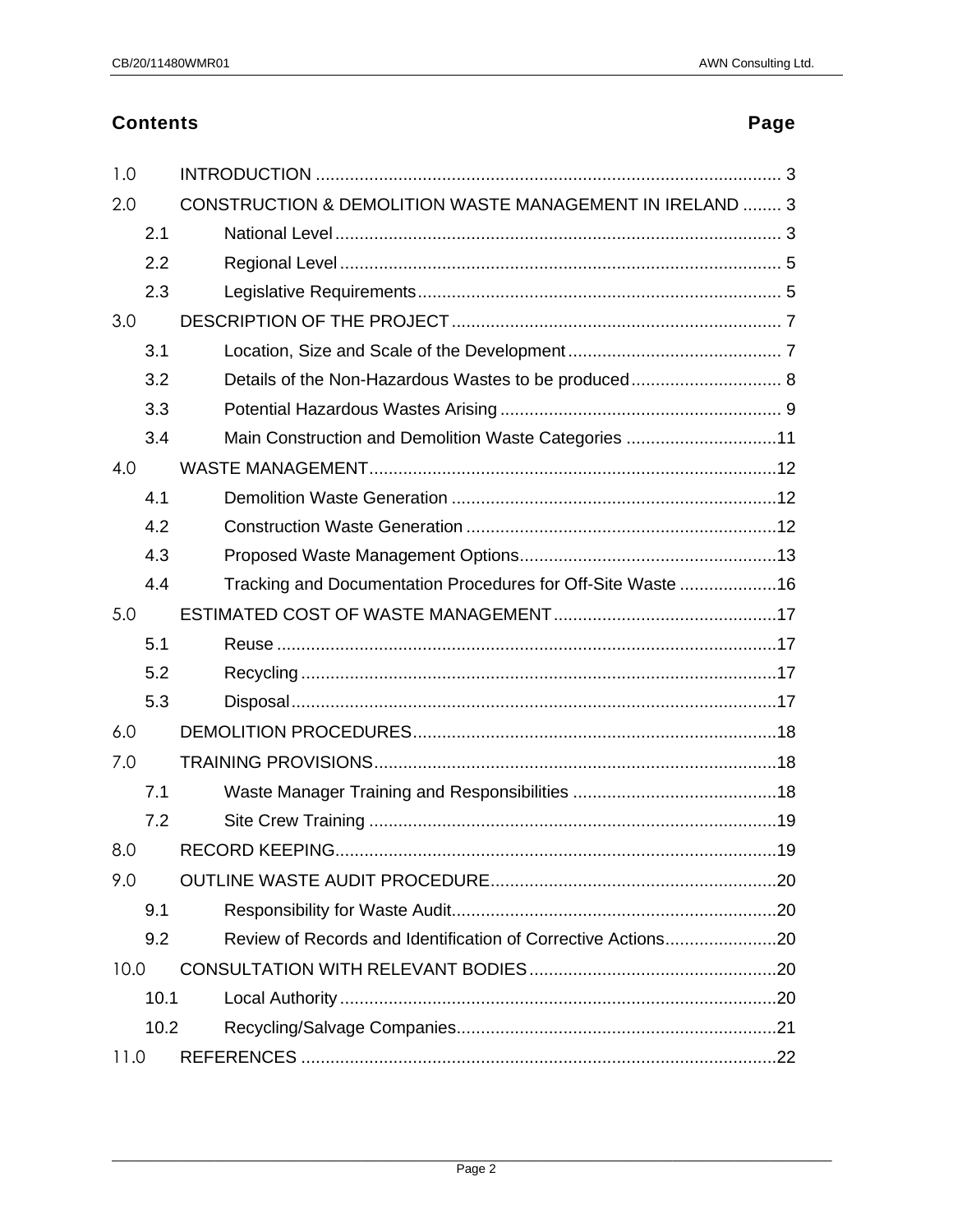## Contents Page

| | | |
|---|---|---|
| 1.0 | INTRODUCTION | 3 |
| 2.0 | CONSTRUCTION & DEMOLITION WASTE MANAGEMENT IN IRELAND | 3 |
| 2.1 | National Level | 3 |
| 2.2 | Regional Level | 5 |
| 2.3 | Legislative Requirements | 5 |
| 3.0 | DESCRIPTION OF THE PROJECT | 7 |
| 3.1 | Location, Size and Scale of the Development | 7 |
| 3.2 | Details of the Non-Hazardous Wastes to be produced | 8 |
| 3.3 | Potential Hazardous Wastes Arising | 9 |
| 3.4 | Main Construction and Demolition Waste Categories | 11 |
| 4.0 | WASTE MANAGEMENT | 12 |
| 4.1 | Demolition Waste Generation | 12 |
| 4.2 | Construction Waste Generation | 12 |
| 4.3 | Proposed Waste Management Options | 13 |
| 4.4 | Tracking and Documentation Procedures for Off-Site Waste | 16 |
| 5.0 | ESTIMATED COST OF WASTE MANAGEMENT | 17 |
| 5.1 | Reuse | 17 |
| 5.2 | Recycling | 17 |
| 5.3 | Disposal | 17 |
| 6.0 | DEMOLITION PROCEDURES | 18 |
| 7.0 | TRAINING PROVISIONS | 18 |
| 7.1 | Waste Manager Training and Responsibilities | 18 |
| 7.2 | Site Crew Training | 19 |
| 8.0 | RECORD KEEPING | 19 |
| 9.0 | OUTLINE WASTE AUDIT PROCEDURE | 20 |
| 9.1 | Responsibility for Waste Audit | 20 |
| 9.2 | Review of Records and Identification of Corrective Actions | 20 |
| 10.0 | CONSULTATION WITH RELEVANT BODIES | 20 |
| 10.1 | Local Authority | 20 |
| 10.2 | Recycling/Salvage Companies | 21 |
| 11.0 | REFERENCES | 22 |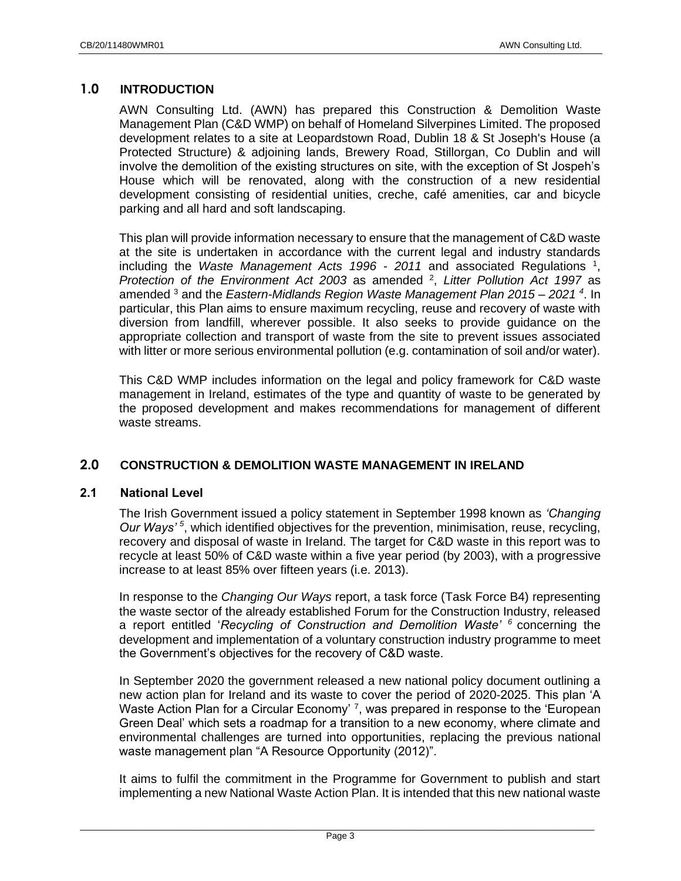# 1.0 INTRODUCTION

AWN Consulting Ltd. (AWN) has prepared this Construction & Demolition Waste Management Plan (C&D WMP) on behalf of Homeland Silverpines Limited. The proposed development relates to a site at Leopardstown Road, Dublin 18 & St Joseph's House (a Protected Structure) & adjoining lands, Brewery Road, Stillorgan, Co Dublin and will involve the demolition of the existing structures on site, with the exception of St Jospeh's House which will be renovated, along with the construction of a new residential development consisting of residential unities, creche, café amenities, car and bicycle parking and all hard and soft landscaping.

This plan will provide information necessary to ensure that the management of C&D waste at the site is undertaken in accordance with the current legal and industry standards including the *Waste Management Acts 1996 - 2011* and associated Regulations [1], *Protection of the Environment Act 2003* as amended [2], *Litter Pollution Act 1997* as amended [3] and the *Eastern-Midlands Region Waste Management Plan 2015 – 2021* [4]. In particular, this Plan aims to ensure maximum recycling, reuse and recovery of waste with diversion from landfill, wherever possible. It also seeks to provide guidance on the appropriate collection and transport of waste from the site to prevent issues associated with litter or more serious environmental pollution (e.g. contamination of soil and/or water).

This C&D WMP includes information on the legal and policy framework for C&D waste management in Ireland, estimates of the type and quantity of waste to be generated by the proposed development and makes recommendations for management of different waste streams.

# 2.0 CONSTRUCTION & DEMOLITION WASTE MANAGEMENT IN IRELAND

## 2.1 National Level

The Irish Government issued a policy statement in September 1998 known as *'Changing Our Ways'* [5], which identified objectives for the prevention, minimisation, reuse, recycling, recovery and disposal of waste in Ireland. The target for C&D waste in this report was to recycle at least 50% of C&D waste within a five year period (by 2003), with a progressive increase to at least 85% over fifteen years (i.e. 2013).

In response to the *Changing Our Ways* report, a task force (Task Force B4) representing the waste sector of the already established Forum for the Construction Industry, released a report entitled '*Recycling of Construction and Demolition Waste'* [6] concerning the development and implementation of a voluntary construction industry programme to meet the Government's objectives for the recovery of C&D waste.

In September 2020 the government released a new national policy document outlining a new action plan for Ireland and its waste to cover the period of 2020-2025. This plan 'A Waste Action Plan for a Circular Economy' [7], was prepared in response to the 'European Green Deal' which sets a roadmap for a transition to a new economy, where climate and environmental challenges are turned into opportunities, replacing the previous national waste management plan "A Resource Opportunity (2012)".

It aims to fulfil the commitment in the Programme for Government to publish and start implementing a new National Waste Action Plan. It is intended that this new national waste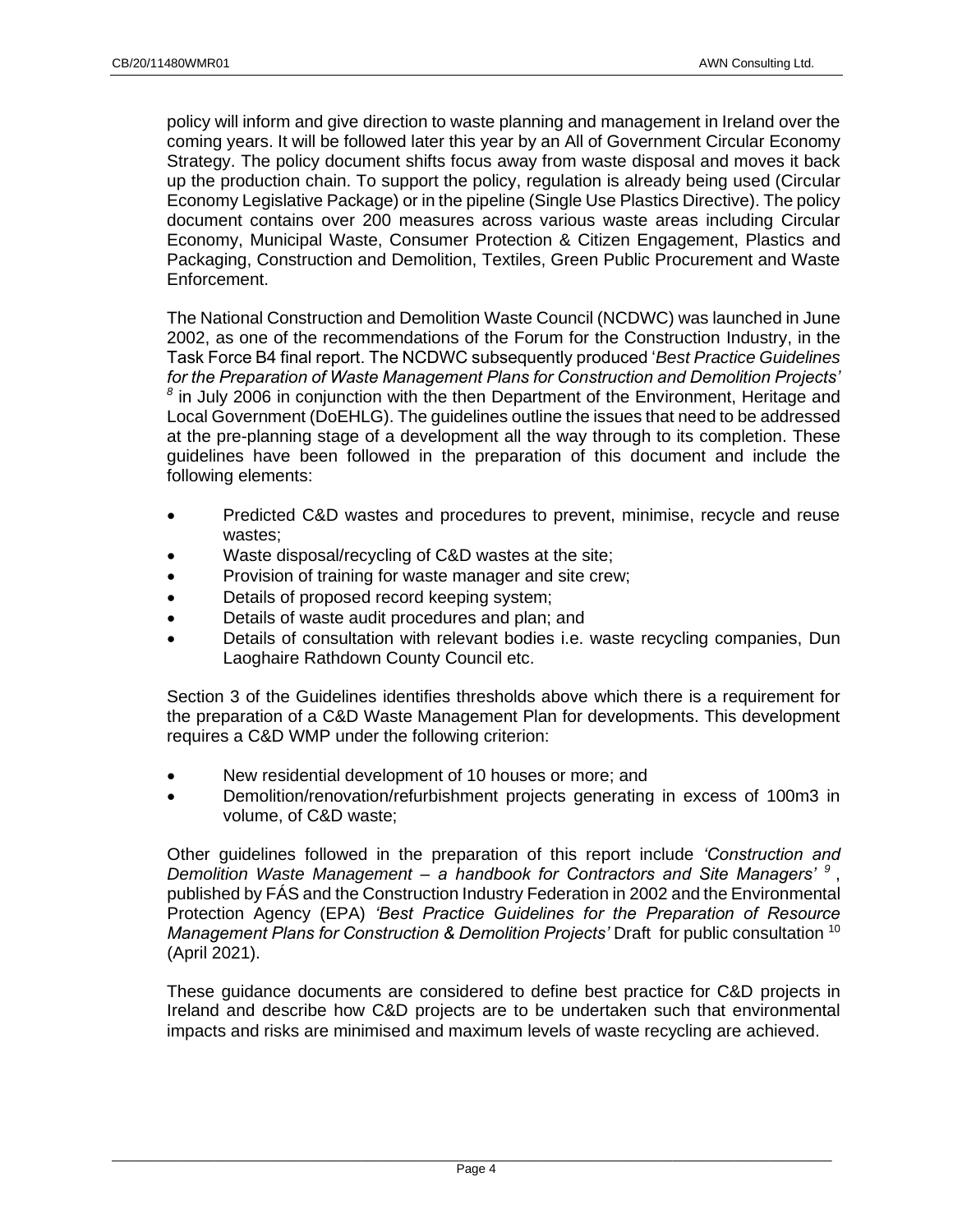policy will inform and give direction to waste planning and management in Ireland over the coming years. It will be followed later this year by an All of Government Circular Economy Strategy. The policy document shifts focus away from waste disposal and moves it back up the production chain. To support the policy, regulation is already being used (Circular Economy Legislative Package) or in the pipeline (Single Use Plastics Directive). The policy document contains over 200 measures across various waste areas including Circular Economy, Municipal Waste, Consumer Protection & Citizen Engagement, Plastics and Packaging, Construction and Demolition, Textiles, Green Public Procurement and Waste Enforcement.

The National Construction and Demolition Waste Council (NCDWC) was launched in June 2002, as one of the recommendations of the Forum for the Construction Industry, in the Task Force B4 final report. The NCDWC subsequently produced '*Best Practice Guidelines for the Preparation of Waste Management Plans for Construction and Demolition Projects'* [8] in July 2006 in conjunction with the then Department of the Environment, Heritage and Local Government (DoEHLG). The guidelines outline the issues that need to be addressed at the pre-planning stage of a development all the way through to its completion. These guidelines have been followed in the preparation of this document and include the following elements:

- Predicted C&D wastes and procedures to prevent, minimise, recycle and reuse wastes;
- Waste disposal/recycling of C&D wastes at the site;
- Provision of training for waste manager and site crew;
- Details of proposed record keeping system;
- Details of waste audit procedures and plan; and
- Details of consultation with relevant bodies i.e. waste recycling companies, Dun Laoghaire Rathdown County Council etc.

Section 3 of the Guidelines identifies thresholds above which there is a requirement for the preparation of a C&D Waste Management Plan for developments. This development requires a C&D WMP under the following criterion:

- New residential development of 10 houses or more; and
- Demolition/renovation/refurbishment projects generating in excess of 100m3 in volume, of C&D waste;

Other guidelines followed in the preparation of this report include *'Construction and Demolition Waste Management – a handbook for Contractors and Site Managers'* [9], published by FÁS and the Construction Industry Federation in 2002 and the Environmental Protection Agency (EPA) *'Best Practice Guidelines for the Preparation of Resource Management Plans for Construction & Demolition Projects'* Draft for public consultation [10] (April 2021).

These guidance documents are considered to define best practice for C&D projects in Ireland and describe how C&D projects are to be undertaken such that environmental impacts and risks are minimised and maximum levels of waste recycling are achieved.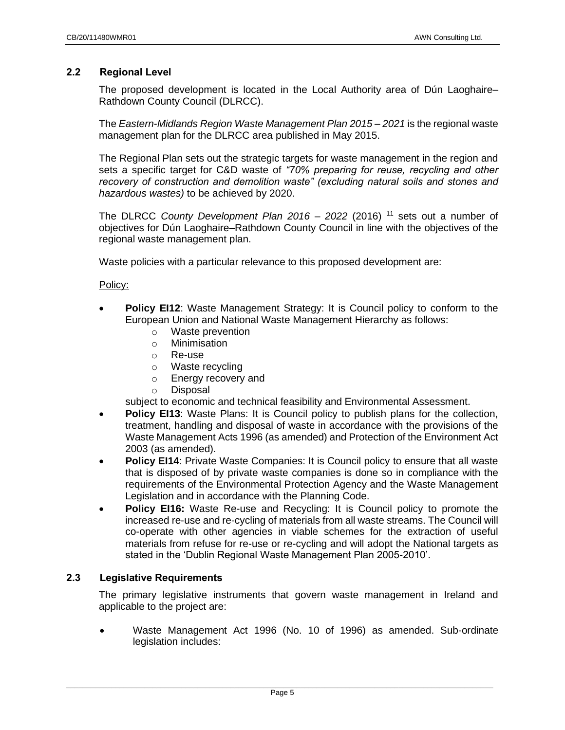### 2.2 Regional Level

The proposed development is located in the Local Authority area of Dún Laoghaire–Rathdown County Council (DLRCC).

The *Eastern-Midlands Region Waste Management Plan 2015 – 2021* is the regional waste management plan for the DLRCC area published in May 2015.

The Regional Plan sets out the strategic targets for waste management in the region and sets a specific target for C&D waste of *"70% preparing for reuse, recycling and other recovery of construction and demolition waste" (excluding natural soils and stones and hazardous wastes)* to be achieved by 2020.

The DLRCC *County Development Plan 2016 – 2022* (2016) [11] sets out a number of objectives for Dún Laoghaire–Rathdown County Council in line with the objectives of the regional waste management plan.

Waste policies with a particular relevance to this proposed development are:

Policy:

- **Policy EI12**: Waste Management Strategy: It is Council policy to conform to the European Union and National Waste Management Hierarchy as follows:
  - Waste prevention
  - Minimisation
  - Re-use
  - Waste recycling
  - Energy recovery and
  - Disposal

  subject to economic and technical feasibility and Environmental Assessment.
- **Policy EI13**: Waste Plans: It is Council policy to publish plans for the collection, treatment, handling and disposal of waste in accordance with the provisions of the Waste Management Acts 1996 (as amended) and Protection of the Environment Act 2003 (as amended).
- **Policy EI14**: Private Waste Companies: It is Council policy to ensure that all waste that is disposed of by private waste companies is done so in compliance with the requirements of the Environmental Protection Agency and the Waste Management Legislation and in accordance with the Planning Code.
- **Policy EI16:** Waste Re-use and Recycling: It is Council policy to promote the increased re-use and re-cycling of materials from all waste streams. The Council will co-operate with other agencies in viable schemes for the extraction of useful materials from refuse for re-use or re-cycling and will adopt the National targets as stated in the 'Dublin Regional Waste Management Plan 2005-2010'.

### 2.3 Legislative Requirements

The primary legislative instruments that govern waste management in Ireland and applicable to the project are:

- Waste Management Act 1996 (No. 10 of 1996) as amended. Sub-ordinate legislation includes: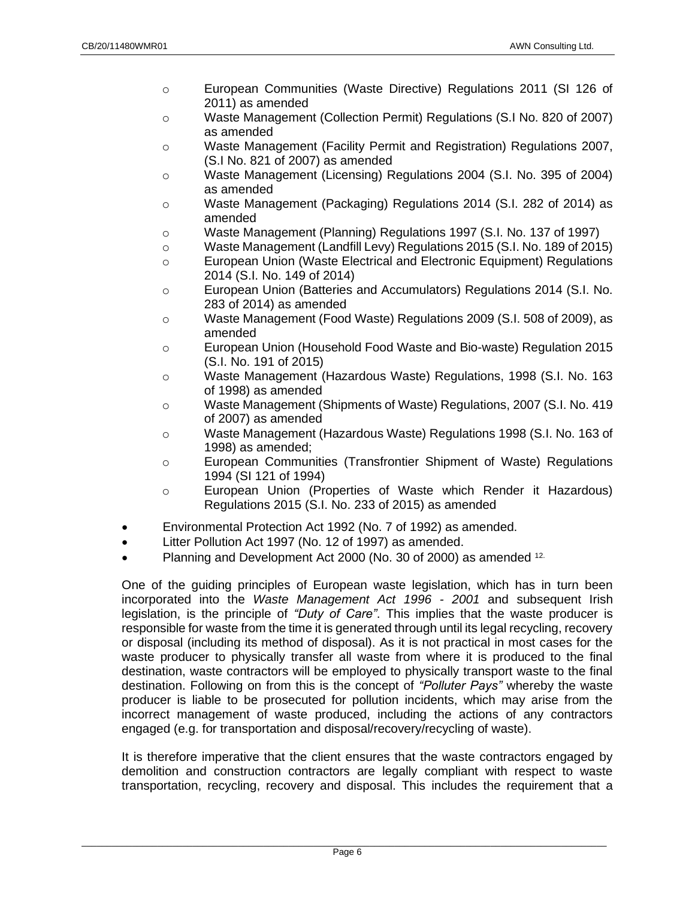- European Communities (Waste Directive) Regulations 2011 (SI 126 of 2011) as amended
    - Waste Management (Collection Permit) Regulations (S.I No. 820 of 2007) as amended
    - Waste Management (Facility Permit and Registration) Regulations 2007, (S.I No. 821 of 2007) as amended
    - Waste Management (Licensing) Regulations 2004 (S.I. No. 395 of 2004) as amended
    - Waste Management (Packaging) Regulations 2014 (S.I. 282 of 2014) as amended
    - Waste Management (Planning) Regulations 1997 (S.I. No. 137 of 1997)
    - Waste Management (Landfill Levy) Regulations 2015 (S.I. No. 189 of 2015)
    - European Union (Waste Electrical and Electronic Equipment) Regulations 2014 (S.I. No. 149 of 2014)
    - European Union (Batteries and Accumulators) Regulations 2014 (S.I. No. 283 of 2014) as amended
    - Waste Management (Food Waste) Regulations 2009 (S.I. 508 of 2009), as amended
    - European Union (Household Food Waste and Bio-waste) Regulation 2015 (S.I. No. 191 of 2015)
    - Waste Management (Hazardous Waste) Regulations, 1998 (S.I. No. 163 of 1998) as amended
    - Waste Management (Shipments of Waste) Regulations, 2007 (S.I. No. 419 of 2007) as amended
    - Waste Management (Hazardous Waste) Regulations 1998 (S.I. No. 163 of 1998) as amended;
    - European Communities (Transfrontier Shipment of Waste) Regulations 1994 (SI 121 of 1994)
    - European Union (Properties of Waste which Render it Hazardous) Regulations 2015 (S.I. No. 233 of 2015) as amended
- Environmental Protection Act 1992 (No. 7 of 1992) as amended.
- Litter Pollution Act 1997 (No. 12 of 1997) as amended.
- Planning and Development Act 2000 (No. 30 of 2000) as amended [12.]

One of the guiding principles of European waste legislation, which has in turn been incorporated into the *Waste Management Act 1996 - 2001* and subsequent Irish legislation, is the principle of *"Duty of Care"*. This implies that the waste producer is responsible for waste from the time it is generated through until its legal recycling, recovery or disposal (including its method of disposal). As it is not practical in most cases for the waste producer to physically transfer all waste from where it is produced to the final destination, waste contractors will be employed to physically transport waste to the final destination. Following on from this is the concept of *"Polluter Pays"* whereby the waste producer is liable to be prosecuted for pollution incidents, which may arise from the incorrect management of waste produced, including the actions of any contractors engaged (e.g. for transportation and disposal/recovery/recycling of waste).

It is therefore imperative that the client ensures that the waste contractors engaged by demolition and construction contractors are legally compliant with respect to waste transportation, recycling, recovery and disposal. This includes the requirement that a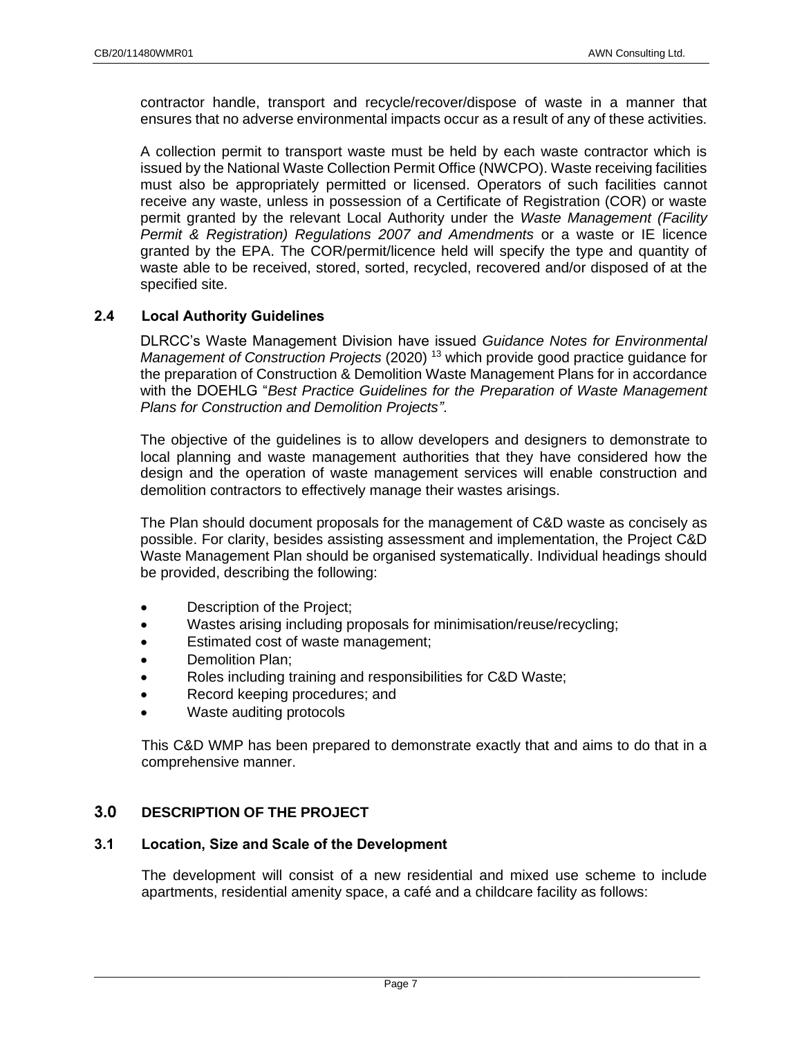contractor handle, transport and recycle/recover/dispose of waste in a manner that ensures that no adverse environmental impacts occur as a result of any of these activities.

A collection permit to transport waste must be held by each waste contractor which is issued by the National Waste Collection Permit Office (NWCPO). Waste receiving facilities must also be appropriately permitted or licensed. Operators of such facilities cannot receive any waste, unless in possession of a Certificate of Registration (COR) or waste permit granted by the relevant Local Authority under the *Waste Management (Facility Permit & Registration) Regulations 2007 and Amendments* or a waste or IE licence granted by the EPA. The COR/permit/licence held will specify the type and quantity of waste able to be received, stored, sorted, recycled, recovered and/or disposed of at the specified site.

### 2.4 Local Authority Guidelines

DLRCC's Waste Management Division have issued *Guidance Notes for Environmental Management of Construction Projects* (2020) [13] which provide good practice guidance for the preparation of Construction & Demolition Waste Management Plans for in accordance with the DOEHLG "*Best Practice Guidelines for the Preparation of Waste Management Plans for Construction and Demolition Projects"*.

The objective of the guidelines is to allow developers and designers to demonstrate to local planning and waste management authorities that they have considered how the design and the operation of waste management services will enable construction and demolition contractors to effectively manage their wastes arisings.

The Plan should document proposals for the management of C&D waste as concisely as possible. For clarity, besides assisting assessment and implementation, the Project C&D Waste Management Plan should be organised systematically. Individual headings should be provided, describing the following:

- Description of the Project;
- Wastes arising including proposals for minimisation/reuse/recycling;
- Estimated cost of waste management;
- Demolition Plan;
- Roles including training and responsibilities for C&D Waste;
- Record keeping procedures; and
- Waste auditing protocols

This C&D WMP has been prepared to demonstrate exactly that and aims to do that in a comprehensive manner.

## 3.0 DESCRIPTION OF THE PROJECT

### 3.1 Location, Size and Scale of the Development

The development will consist of a new residential and mixed use scheme to include apartments, residential amenity space, a café and a childcare facility as follows: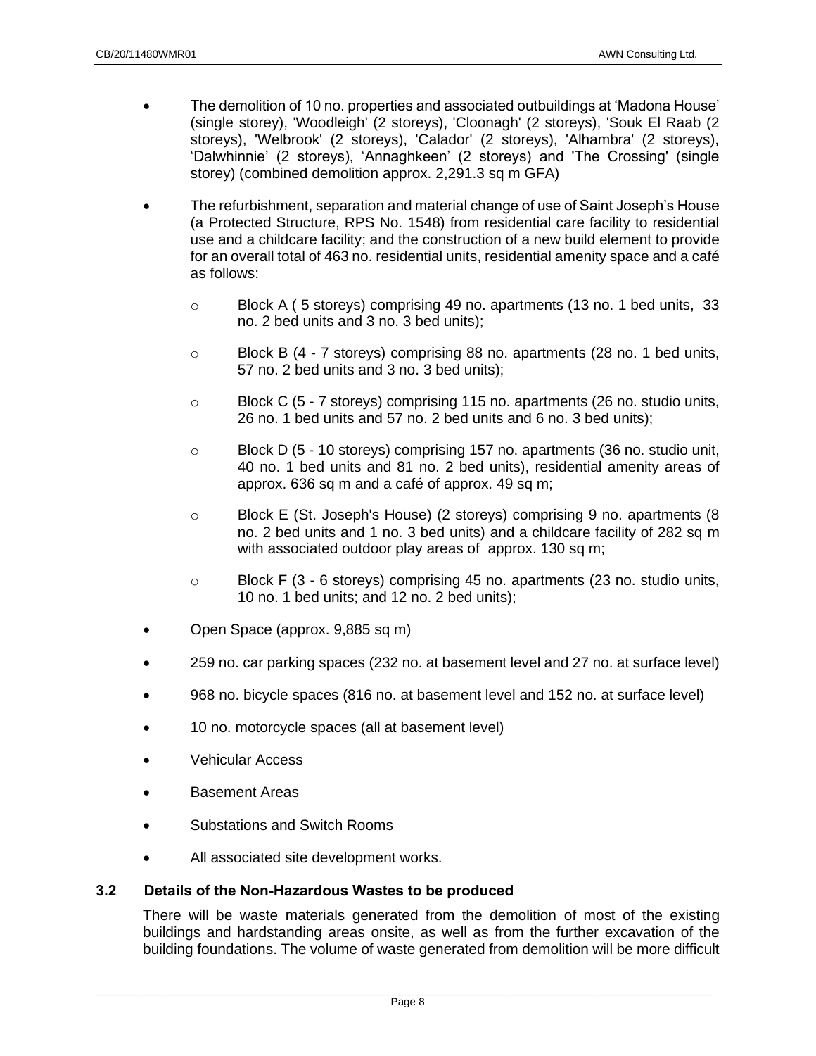- The demolition of 10 no. properties and associated outbuildings at 'Madona House' (single storey), 'Woodleigh' (2 storeys), 'Cloonagh' (2 storeys), 'Souk El Raab (2 storeys), 'Welbrook' (2 storeys), 'Calador' (2 storeys), 'Alhambra' (2 storeys), 'Dalwhinnie' (2 storeys), 'Annaghkeen' (2 storeys) and 'The Crossing' (single storey) (combined demolition approx. 2,291.3 sq m GFA)
- The refurbishment, separation and material change of use of Saint Joseph's House (a Protected Structure, RPS No. 1548) from residential care facility to residential use and a childcare facility; and the construction of a new build element to provide for an overall total of 463 no. residential units, residential amenity space and a café as follows:
  - Block A ( 5 storeys) comprising 49 no. apartments (13 no. 1 bed units, 33 no. 2 bed units and 3 no. 3 bed units);
  - Block B (4 - 7 storeys) comprising 88 no. apartments (28 no. 1 bed units, 57 no. 2 bed units and 3 no. 3 bed units);
  - Block C (5 - 7 storeys) comprising 115 no. apartments (26 no. studio units, 26 no. 1 bed units and 57 no. 2 bed units and 6 no. 3 bed units);
  - Block D (5 - 10 storeys) comprising 157 no. apartments (36 no. studio unit, 40 no. 1 bed units and 81 no. 2 bed units), residential amenity areas of approx. 636 sq m and a café of approx. 49 sq m;
  - Block E (St. Joseph's House) (2 storeys) comprising 9 no. apartments (8 no. 2 bed units and 1 no. 3 bed units) and a childcare facility of 282 sq m with associated outdoor play areas of approx. 130 sq m;
  - Block F (3 - 6 storeys) comprising 45 no. apartments (23 no. studio units, 10 no. 1 bed units; and 12 no. 2 bed units);
- Open Space (approx. 9,885 sq m)
- 259 no. car parking spaces (232 no. at basement level and 27 no. at surface level)
- 968 no. bicycle spaces (816 no. at basement level and 152 no. at surface level)
- 10 no. motorcycle spaces (all at basement level)
- Vehicular Access
- Basement Areas
- Substations and Switch Rooms
- All associated site development works.

### 3.2 Details of the Non-Hazardous Wastes to be produced

There will be waste materials generated from the demolition of most of the existing buildings and hardstanding areas onsite, as well as from the further excavation of the building foundations. The volume of waste generated from demolition will be more difficult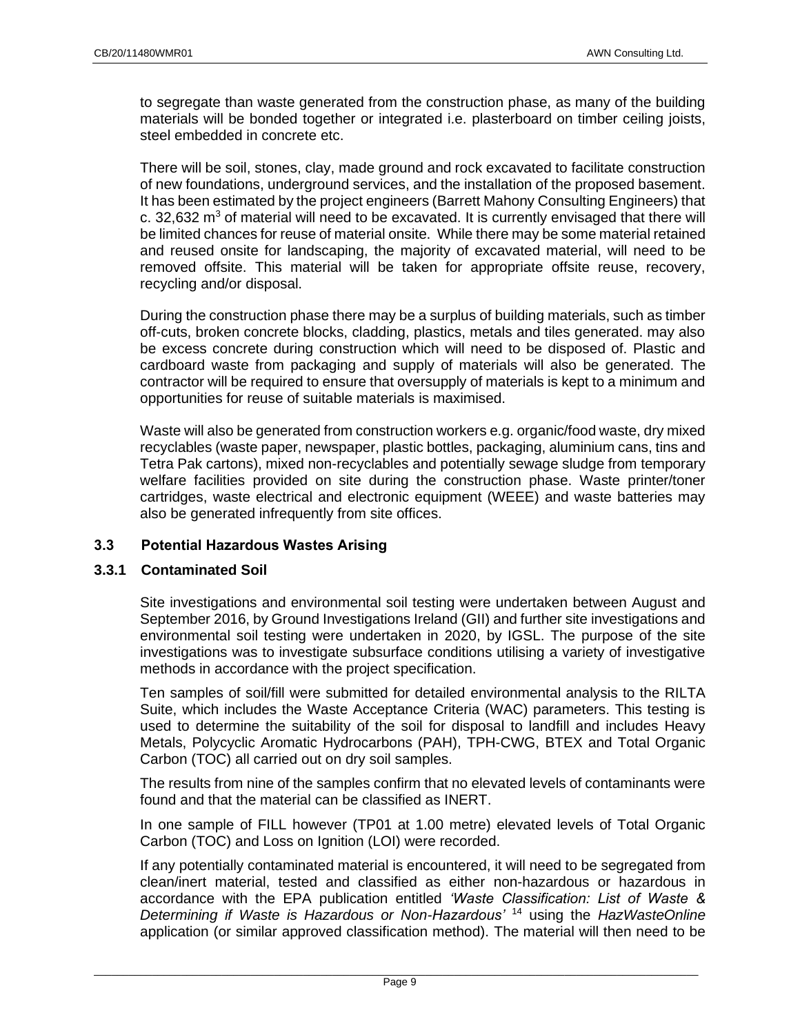to segregate than waste generated from the construction phase, as many of the building materials will be bonded together or integrated i.e. plasterboard on timber ceiling joists, steel embedded in concrete etc.

There will be soil, stones, clay, made ground and rock excavated to facilitate construction of new foundations, underground services, and the installation of the proposed basement. It has been estimated by the project engineers (Barrett Mahony Consulting Engineers) that c. 32,632 $m^3$ of material will need to be excavated. It is currently envisaged that there will be limited chances for reuse of material onsite. While there may be some material retained and reused onsite for landscaping, the majority of excavated material, will need to be removed offsite. This material will be taken for appropriate offsite reuse, recovery, recycling and/or disposal.

During the construction phase there may be a surplus of building materials, such as timber off-cuts, broken concrete blocks, cladding, plastics, metals and tiles generated. may also be excess concrete during construction which will need to be disposed of. Plastic and cardboard waste from packaging and supply of materials will also be generated. The contractor will be required to ensure that oversupply of materials is kept to a minimum and opportunities for reuse of suitable materials is maximised.

Waste will also be generated from construction workers e.g. organic/food waste, dry mixed recyclables (waste paper, newspaper, plastic bottles, packaging, aluminium cans, tins and Tetra Pak cartons), mixed non-recyclables and potentially sewage sludge from temporary welfare facilities provided on site during the construction phase. Waste printer/toner cartridges, waste electrical and electronic equipment (WEEE) and waste batteries may also be generated infrequently from site offices.

### 3.3 Potential Hazardous Wastes Arising

#### 3.3.1 Contaminated Soil

Site investigations and environmental soil testing were undertaken between August and September 2016, by Ground Investigations Ireland (GII) and further site investigations and environmental soil testing were undertaken in 2020, by IGSL. The purpose of the site investigations was to investigate subsurface conditions utilising a variety of investigative methods in accordance with the project specification.

Ten samples of soil/fill were submitted for detailed environmental analysis to the RILTA Suite, which includes the Waste Acceptance Criteria (WAC) parameters. This testing is used to determine the suitability of the soil for disposal to landfill and includes Heavy Metals, Polycyclic Aromatic Hydrocarbons (PAH), TPH-CWG, BTEX and Total Organic Carbon (TOC) all carried out on dry soil samples.

The results from nine of the samples confirm that no elevated levels of contaminants were found and that the material can be classified as INERT.

In one sample of FILL however (TP01 at 1.00 metre) elevated levels of Total Organic Carbon (TOC) and Loss on Ignition (LOI) were recorded.

If any potentially contaminated material is encountered, it will need to be segregated from clean/inert material, tested and classified as either non-hazardous or hazardous in accordance with the EPA publication entitled *'Waste Classification: List of Waste & Determining if Waste is Hazardous or Non-Hazardous'* [14] using the *HazWasteOnline* application (or similar approved classification method). The material will then need to be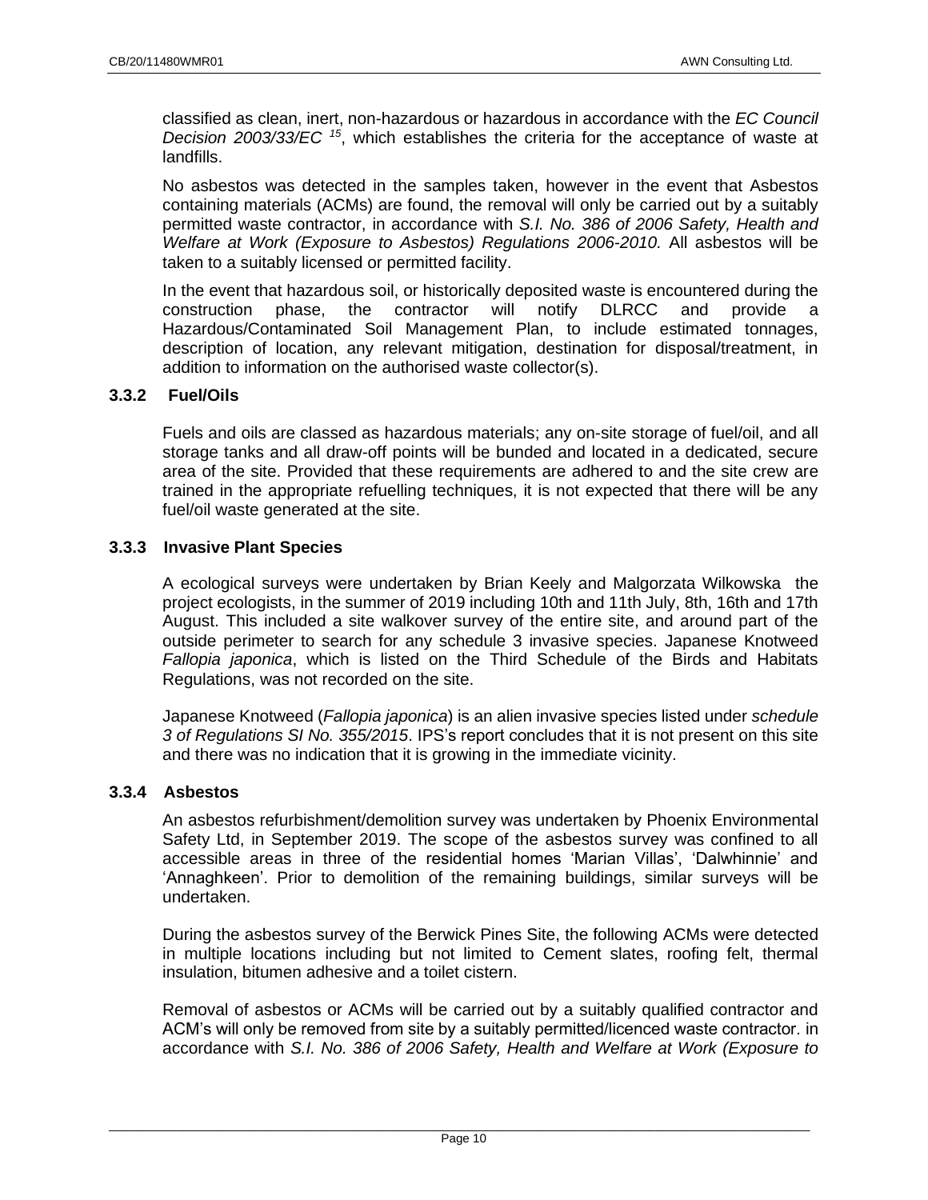classified as clean, inert, non-hazardous or hazardous in accordance with the *EC Council Decision 2003/33/EC* [15], which establishes the criteria for the acceptance of waste at landfills.

No asbestos was detected in the samples taken, however in the event that Asbestos containing materials (ACMs) are found, the removal will only be carried out by a suitably permitted waste contractor, in accordance with *S.I. No. 386 of 2006 Safety, Health and Welfare at Work (Exposure to Asbestos) Regulations 2006-2010.* All asbestos will be taken to a suitably licensed or permitted facility.

In the event that hazardous soil, or historically deposited waste is encountered during the construction phase, the contractor will notify DLRCC and provide a Hazardous/Contaminated Soil Management Plan, to include estimated tonnages, description of location, any relevant mitigation, destination for disposal/treatment, in addition to information on the authorised waste collector(s).

### 3.3.2 Fuel/Oils

Fuels and oils are classed as hazardous materials; any on-site storage of fuel/oil, and all storage tanks and all draw-off points will be bunded and located in a dedicated, secure area of the site. Provided that these requirements are adhered to and the site crew are trained in the appropriate refuelling techniques, it is not expected that there will be any fuel/oil waste generated at the site.

### 3.3.3 Invasive Plant Species

A ecological surveys were undertaken by Brian Keely and Malgorzata Wilkowska the project ecologists, in the summer of 2019 including 10th and 11th July, 8th, 16th and 17th August. This included a site walkover survey of the entire site, and around part of the outside perimeter to search for any schedule 3 invasive species. Japanese Knotweed *Fallopia japonica*, which is listed on the Third Schedule of the Birds and Habitats Regulations, was not recorded on the site.

Japanese Knotweed (*Fallopia japonica*) is an alien invasive species listed under *schedule 3 of Regulations SI No. 355/2015*. IPS's report concludes that it is not present on this site and there was no indication that it is growing in the immediate vicinity.

### 3.3.4 Asbestos

An asbestos refurbishment/demolition survey was undertaken by Phoenix Environmental Safety Ltd, in September 2019. The scope of the asbestos survey was confined to all accessible areas in three of the residential homes 'Marian Villas', 'Dalwhinnie' and 'Annaghkeen'. Prior to demolition of the remaining buildings, similar surveys will be undertaken.

During the asbestos survey of the Berwick Pines Site, the following ACMs were detected in multiple locations including but not limited to Cement slates, roofing felt, thermal insulation, bitumen adhesive and a toilet cistern.

Removal of asbestos or ACMs will be carried out by a suitably qualified contractor and ACM's will only be removed from site by a suitably permitted/licenced waste contractor. in accordance with *S.I. No. 386 of 2006 Safety, Health and Welfare at Work (Exposure to*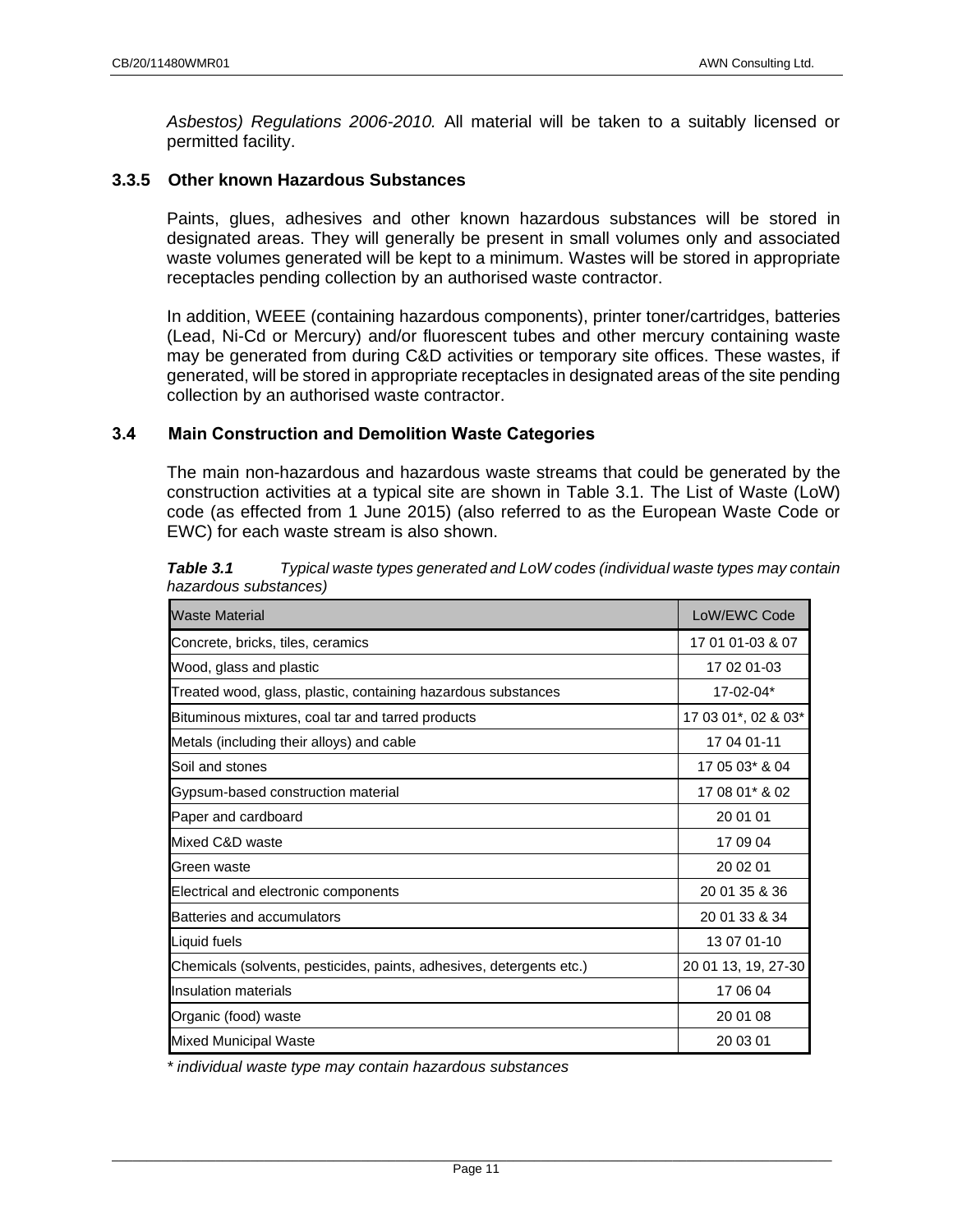*Asbestos) Regulations 2006-2010.* All material will be taken to a suitably licensed or permitted facility.

### 3.3.5 Other known Hazardous Substances

Paints, glues, adhesives and other known hazardous substances will be stored in designated areas. They will generally be present in small volumes only and associated waste volumes generated will be kept to a minimum. Wastes will be stored in appropriate receptacles pending collection by an authorised waste contractor.

In addition, WEEE (containing hazardous components), printer toner/cartridges, batteries (Lead, Ni-Cd or Mercury) and/or fluorescent tubes and other mercury containing waste may be generated from during C&D activities or temporary site offices. These wastes, if generated, will be stored in appropriate receptacles in designated areas of the site pending collection by an authorised waste contractor.

## 3.4 Main Construction and Demolition Waste Categories

The main non-hazardous and hazardous waste streams that could be generated by the construction activities at a typical site are shown in Table 3.1. The List of Waste (LoW) code (as effected from 1 June 2015) (also referred to as the European Waste Code or EWC) for each waste stream is also shown.

***Table 3.1*** *Typical waste types generated and LoW codes (individual waste types may contain hazardous substances)*

| Waste Material | LoW/EWC Code |
|---|---|
| Concrete, bricks, tiles, ceramics | 17 01 01-03 & 07 |
| Wood, glass and plastic | 17 02 01-03 |
| Treated wood, glass, plastic, containing hazardous substances | 17-02-04* |
| Bituminous mixtures, coal tar and tarred products | 17 03 01*, 02 & 03* |
| Metals (including their alloys) and cable | 17 04 01-11 |
| Soil and stones | 17 05 03* & 04 |
| Gypsum-based construction material | 17 08 01* & 02 |
| Paper and cardboard | 20 01 01 |
| Mixed C&D waste | 17 09 04 |
| Green waste | 20 02 01 |
| Electrical and electronic components | 20 01 35 & 36 |
| Batteries and accumulators | 20 01 33 & 34 |
| Liquid fuels | 13 07 01-10 |
| Chemicals (solvents, pesticides, paints, adhesives, detergents etc.) | 20 01 13, 19, 27-30 |
| Insulation materials | 17 06 04 |
| Organic (food) waste | 20 01 08 |
| Mixed Municipal Waste | 20 03 01 |

*\* individual waste type may contain hazardous substances*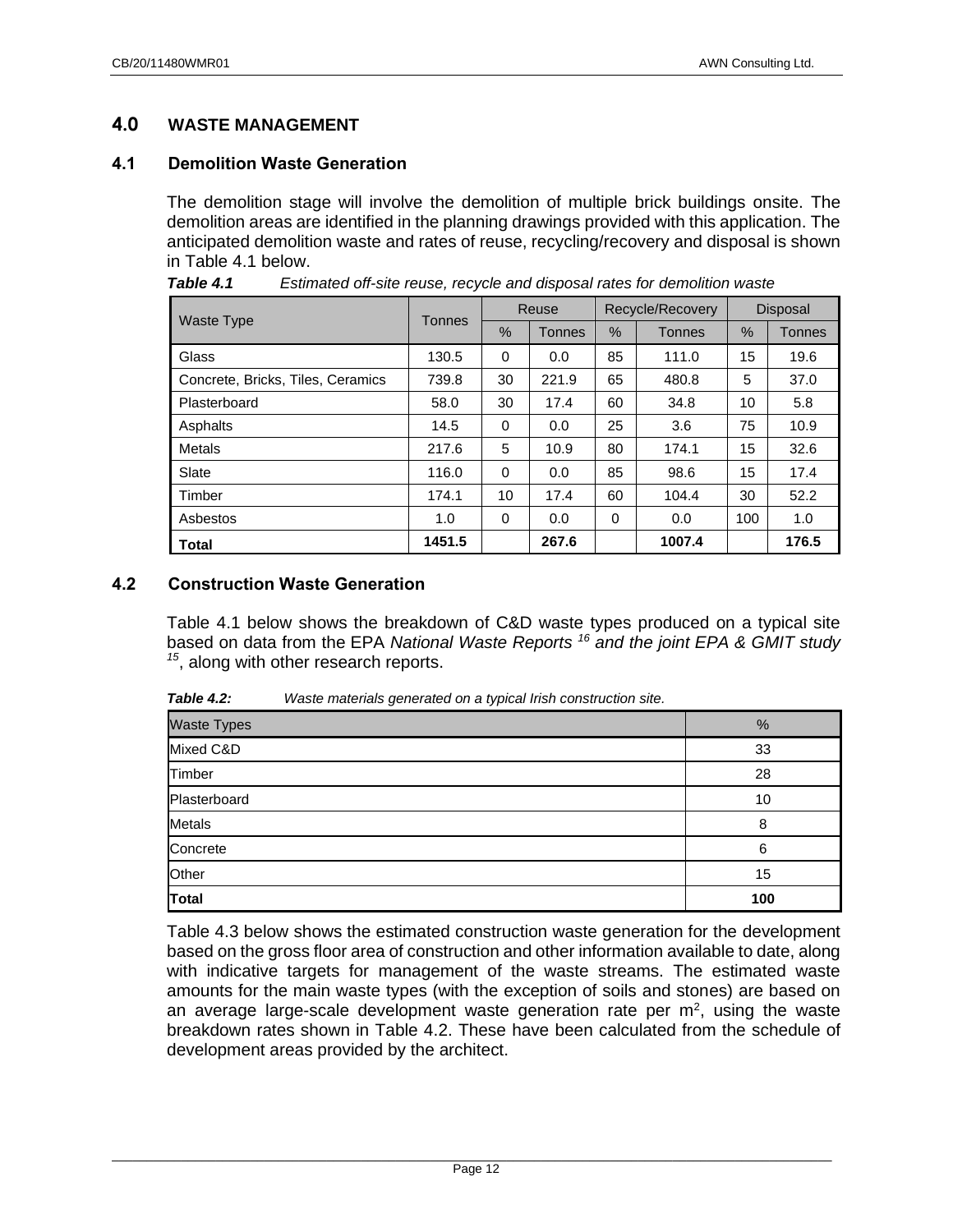## 4.0 WASTE MANAGEMENT

### 4.1 Demolition Waste Generation

The demolition stage will involve the demolition of multiple brick buildings onsite. The demolition areas are identified in the planning drawings provided with this application. The anticipated demolition waste and rates of reuse, recycling/recovery and disposal is shown in Table 4.1 below.

***Table 4.1*** *Estimated off-site reuse, recycle and disposal rates for demolition waste*

| Waste Type | Tonnes | Reuse | | Recycle/Recovery | | Disposal | |
|---|---|---|---|---|---|---|---|
| | | % | Tonnes | % | Tonnes | % | Tonnes |
| Glass | 130.5 | 0 | 0.0 | 85 | 111.0 | 15 | 19.6 |
| Concrete, Bricks, Tiles, Ceramics | 739.8 | 30 | 221.9 | 65 | 480.8 | 5 | 37.0 |
| Plasterboard | 58.0 | 30 | 17.4 | 60 | 34.8 | 10 | 5.8 |
| Asphalts | 14.5 | 0 | 0.0 | 25 | 3.6 | 75 | 10.9 |
| Metals | 217.6 | 5 | 10.9 | 80 | 174.1 | 15 | 32.6 |
| Slate | 116.0 | 0 | 0.0 | 85 | 98.6 | 15 | 17.4 |
| Timber | 174.1 | 10 | 17.4 | 60 | 104.4 | 30 | 52.2 |
| Asbestos | 1.0 | 0 | 0.0 | 0 | 0.0 | 100 | 1.0 |
| **Total** | **1451.5** | | **267.6** | | **1007.4** | | **176.5** |

### 4.2 Construction Waste Generation

Table 4.1 below shows the breakdown of C&D waste types produced on a typical site based on data from the EPA *National Waste Reports* [16] *and the joint EPA & GMIT study* [15], along with other research reports.

***Table 4.2:*** *Waste materials generated on a typical Irish construction site.*

| Waste Types | % |
|---|---|
| Mixed C&D | 33 |
| Timber | 28 |
| Plasterboard | 10 |
| Metals | 8 |
| Concrete | 6 |
| Other | 15 |
| **Total** | **100** |

Table 4.3 below shows the estimated construction waste generation for the development based on the gross floor area of construction and other information available to date, along with indicative targets for management of the waste streams. The estimated waste amounts for the main waste types (with the exception of soils and stones) are based on an average large-scale development waste generation rate per $m^2$, using the waste breakdown rates shown in Table 4.2. These have been calculated from the schedule of development areas provided by the architect.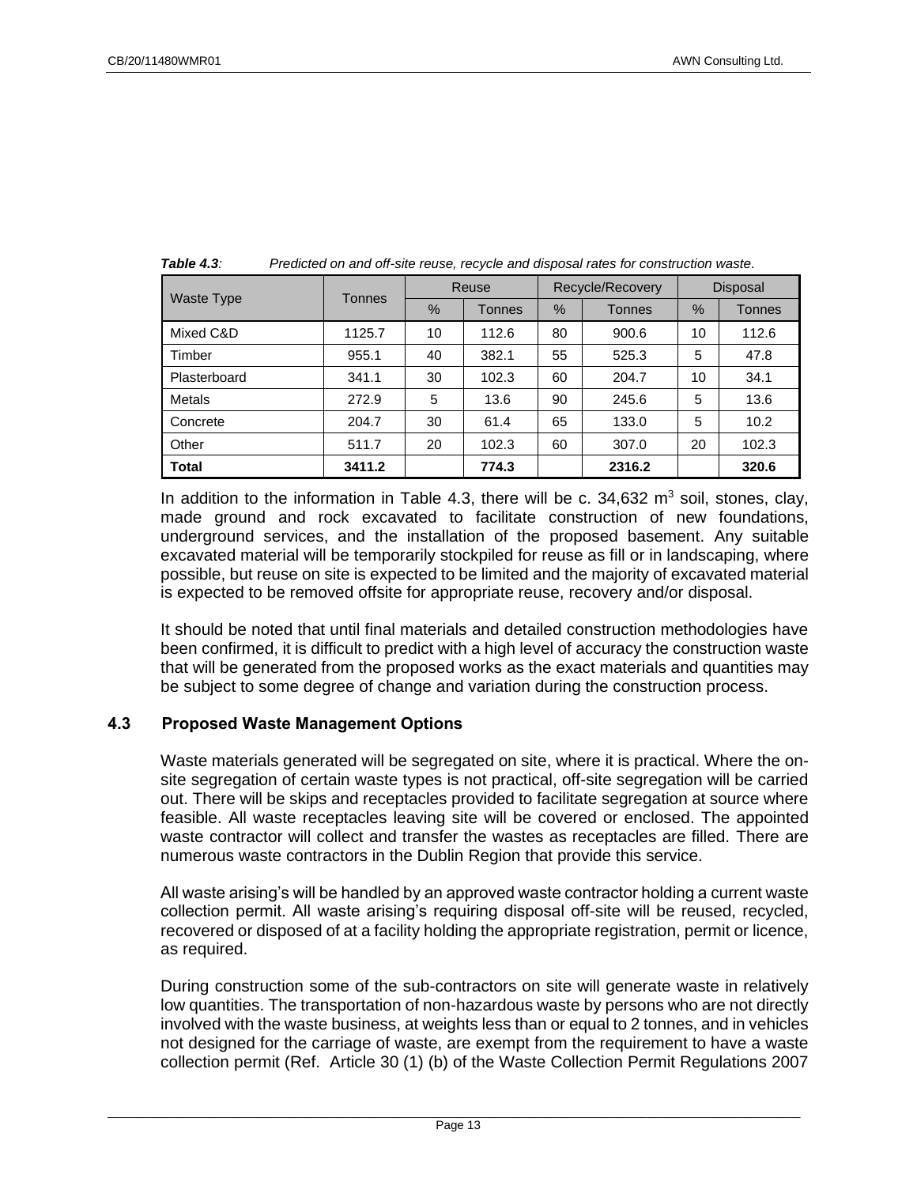*Table 4.3: Predicted on and off-site reuse, recycle and disposal rates for construction waste.*

| Waste Type | Tonnes | Reuse | | Recycle/Recovery | | Disposal | |
|---|---|---|---|---|---|---|---|
| | | % | Tonnes | % | Tonnes | % | Tonnes |
| Mixed C&D | 1125.7 | 10 | 112.6 | 80 | 900.6 | 10 | 112.6 |
| Timber | 955.1 | 40 | 382.1 | 55 | 525.3 | 5 | 47.8 |
| Plasterboard | 341.1 | 30 | 102.3 | 60 | 204.7 | 10 | 34.1 |
| Metals | 272.9 | 5 | 13.6 | 90 | 245.6 | 5 | 13.6 |
| Concrete | 204.7 | 30 | 61.4 | 65 | 133.0 | 5 | 10.2 |
| Other | 511.7 | 20 | 102.3 | 60 | 307.0 | 20 | 102.3 |
| **Total** | **3411.2** | | **774.3** | | **2316.2** | | **320.6** |

In addition to the information in Table 4.3, there will be c. 34,632 $m^3$ soil, stones, clay, made ground and rock excavated to facilitate construction of new foundations, underground services, and the installation of the proposed basement. Any suitable excavated material will be temporarily stockpiled for reuse as fill or in landscaping, where possible, but reuse on site is expected to be limited and the majority of excavated material is expected to be removed offsite for appropriate reuse, recovery and/or disposal.

It should be noted that until final materials and detailed construction methodologies have been confirmed, it is difficult to predict with a high level of accuracy the construction waste that will be generated from the proposed works as the exact materials and quantities may be subject to some degree of change and variation during the construction process.

### 4.3 Proposed Waste Management Options

Waste materials generated will be segregated on site, where it is practical. Where the on-site segregation of certain waste types is not practical, off-site segregation will be carried out. There will be skips and receptacles provided to facilitate segregation at source where feasible. All waste receptacles leaving site will be covered or enclosed. The appointed waste contractor will collect and transfer the wastes as receptacles are filled. There are numerous waste contractors in the Dublin Region that provide this service.

All waste arising's will be handled by an approved waste contractor holding a current waste collection permit. All waste arising's requiring disposal off-site will be reused, recycled, recovered or disposed of at a facility holding the appropriate registration, permit or licence, as required.

During construction some of the sub-contractors on site will generate waste in relatively low quantities. The transportation of non-hazardous waste by persons who are not directly involved with the waste business, at weights less than or equal to 2 tonnes, and in vehicles not designed for the carriage of waste, are exempt from the requirement to have a waste collection permit (Ref. Article 30 (1) (b) of the Waste Collection Permit Regulations 2007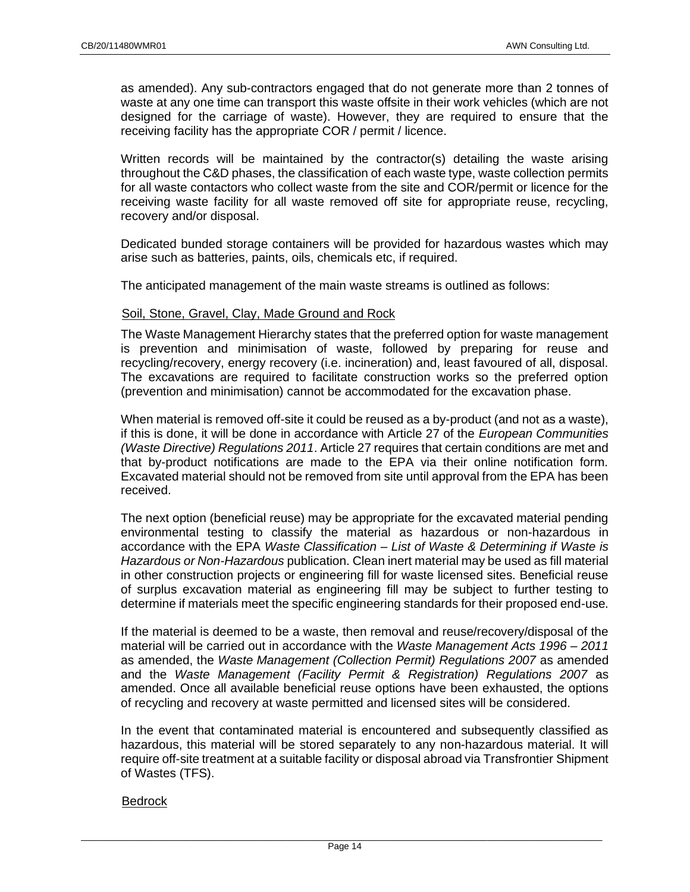as amended). Any sub-contractors engaged that do not generate more than 2 tonnes of waste at any one time can transport this waste offsite in their work vehicles (which are not designed for the carriage of waste). However, they are required to ensure that the receiving facility has the appropriate COR / permit / licence.

Written records will be maintained by the contractor(s) detailing the waste arising throughout the C&D phases, the classification of each waste type, waste collection permits for all waste contactors who collect waste from the site and COR/permit or licence for the receiving waste facility for all waste removed off site for appropriate reuse, recycling, recovery and/or disposal.

Dedicated bunded storage containers will be provided for hazardous wastes which may arise such as batteries, paints, oils, chemicals etc, if required.

The anticipated management of the main waste streams is outlined as follows:

Soil, Stone, Gravel, Clay, Made Ground and Rock

The Waste Management Hierarchy states that the preferred option for waste management is prevention and minimisation of waste, followed by preparing for reuse and recycling/recovery, energy recovery (i.e. incineration) and, least favoured of all, disposal. The excavations are required to facilitate construction works so the preferred option (prevention and minimisation) cannot be accommodated for the excavation phase.

When material is removed off-site it could be reused as a by-product (and not as a waste), if this is done, it will be done in accordance with Article 27 of the *European Communities (Waste Directive) Regulations 2011*. Article 27 requires that certain conditions are met and that by-product notifications are made to the EPA via their online notification form. Excavated material should not be removed from site until approval from the EPA has been received.

The next option (beneficial reuse) may be appropriate for the excavated material pending environmental testing to classify the material as hazardous or non-hazardous in accordance with the EPA *Waste Classification – List of Waste & Determining if Waste is Hazardous or Non-Hazardous* publication. Clean inert material may be used as fill material in other construction projects or engineering fill for waste licensed sites. Beneficial reuse of surplus excavation material as engineering fill may be subject to further testing to determine if materials meet the specific engineering standards for their proposed end-use.

If the material is deemed to be a waste, then removal and reuse/recovery/disposal of the material will be carried out in accordance with the *Waste Management Acts 1996 – 2011* as amended, the *Waste Management (Collection Permit) Regulations 2007* as amended and the *Waste Management (Facility Permit & Registration) Regulations 2007* as amended. Once all available beneficial reuse options have been exhausted, the options of recycling and recovery at waste permitted and licensed sites will be considered.

In the event that contaminated material is encountered and subsequently classified as hazardous, this material will be stored separately to any non-hazardous material. It will require off-site treatment at a suitable facility or disposal abroad via Transfrontier Shipment of Wastes (TFS).

Bedrock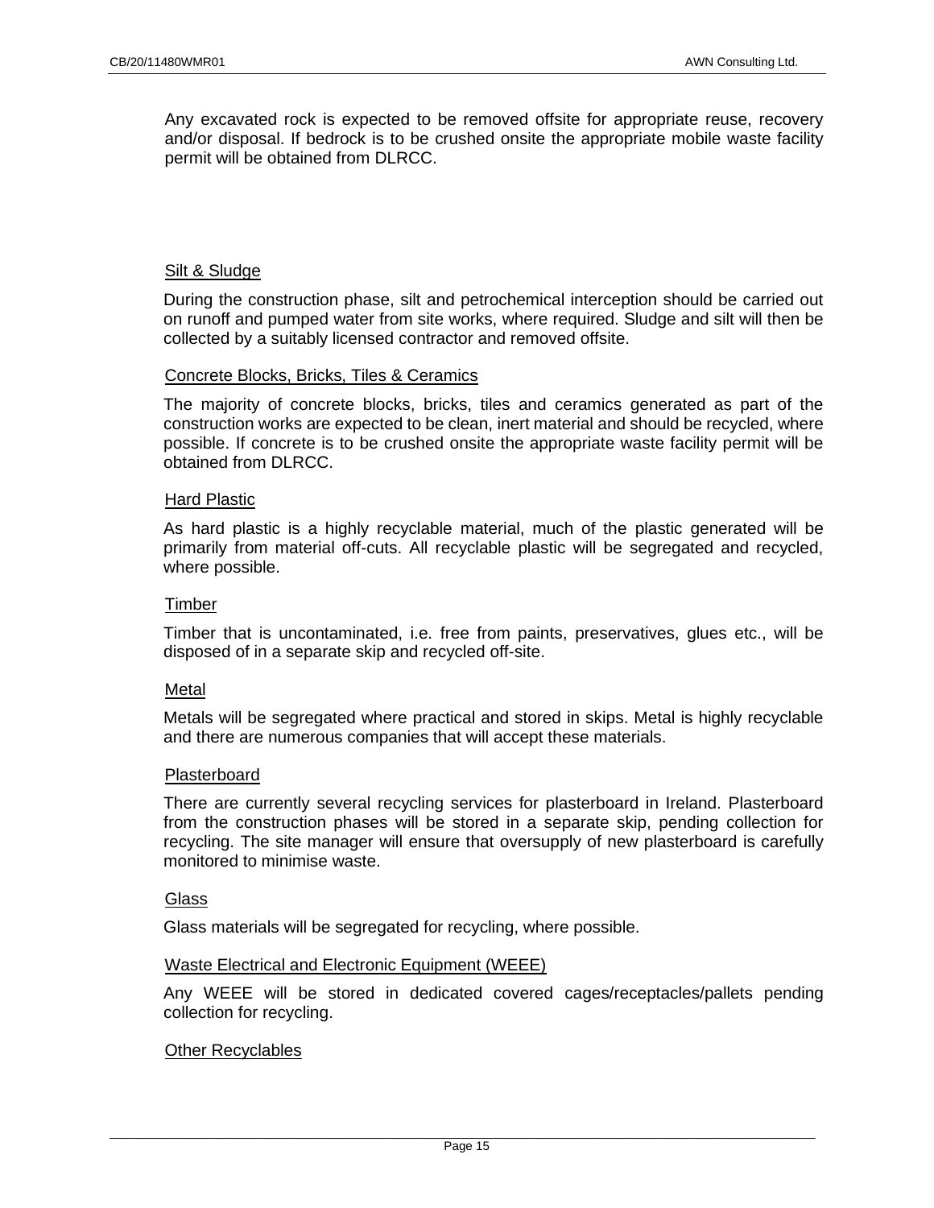Any excavated rock is expected to be removed offsite for appropriate reuse, recovery and/or disposal. If bedrock is to be crushed onsite the appropriate mobile waste facility permit will be obtained from DLRCC.

Silt & Sludge

During the construction phase, silt and petrochemical interception should be carried out on runoff and pumped water from site works, where required. Sludge and silt will then be collected by a suitably licensed contractor and removed offsite.

Concrete Blocks, Bricks, Tiles & Ceramics

The majority of concrete blocks, bricks, tiles and ceramics generated as part of the construction works are expected to be clean, inert material and should be recycled, where possible. If concrete is to be crushed onsite the appropriate waste facility permit will be obtained from DLRCC.

Hard Plastic

As hard plastic is a highly recyclable material, much of the plastic generated will be primarily from material off-cuts. All recyclable plastic will be segregated and recycled, where possible.

Timber

Timber that is uncontaminated, i.e. free from paints, preservatives, glues etc., will be disposed of in a separate skip and recycled off-site.

Metal

Metals will be segregated where practical and stored in skips. Metal is highly recyclable and there are numerous companies that will accept these materials.

Plasterboard

There are currently several recycling services for plasterboard in Ireland. Plasterboard from the construction phases will be stored in a separate skip, pending collection for recycling. The site manager will ensure that oversupply of new plasterboard is carefully monitored to minimise waste.

Glass

Glass materials will be segregated for recycling, where possible.

Waste Electrical and Electronic Equipment (WEEE)

Any WEEE will be stored in dedicated covered cages/receptacles/pallets pending collection for recycling.

Other Recyclables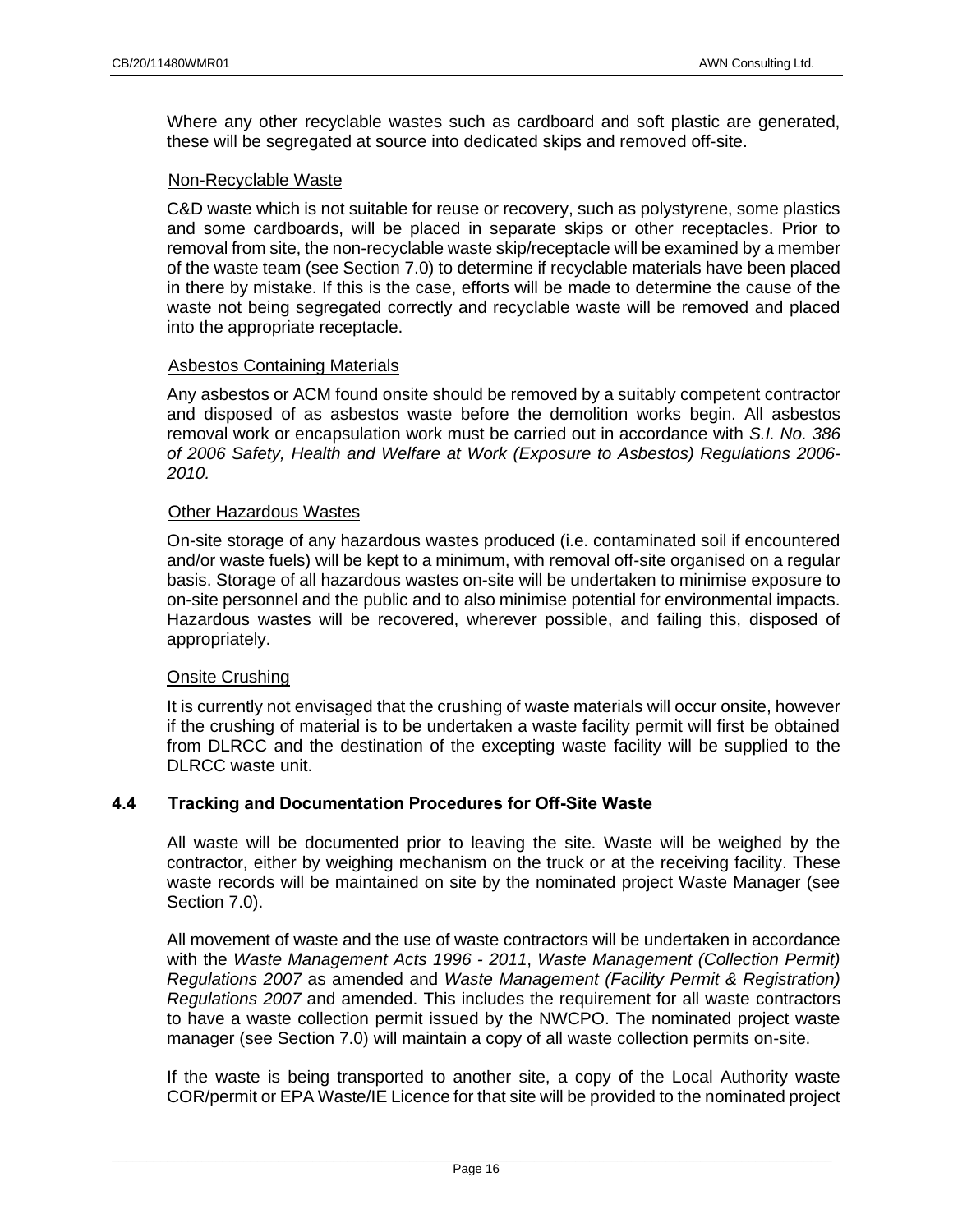Where any other recyclable wastes such as cardboard and soft plastic are generated, these will be segregated at source into dedicated skips and removed off-site.

Non-Recyclable Waste

C&D waste which is not suitable for reuse or recovery, such as polystyrene, some plastics and some cardboards, will be placed in separate skips or other receptacles. Prior to removal from site, the non-recyclable waste skip/receptacle will be examined by a member of the waste team (see Section 7.0) to determine if recyclable materials have been placed in there by mistake. If this is the case, efforts will be made to determine the cause of the waste not being segregated correctly and recyclable waste will be removed and placed into the appropriate receptacle.

Asbestos Containing Materials

Any asbestos or ACM found onsite should be removed by a suitably competent contractor and disposed of as asbestos waste before the demolition works begin. All asbestos removal work or encapsulation work must be carried out in accordance with *S.I. No. 386 of 2006 Safety, Health and Welfare at Work (Exposure to Asbestos) Regulations 2006-2010.*

Other Hazardous Wastes

On-site storage of any hazardous wastes produced (i.e. contaminated soil if encountered and/or waste fuels) will be kept to a minimum, with removal off-site organised on a regular basis. Storage of all hazardous wastes on-site will be undertaken to minimise exposure to on-site personnel and the public and to also minimise potential for environmental impacts. Hazardous wastes will be recovered, wherever possible, and failing this, disposed of appropriately.

Onsite Crushing

It is currently not envisaged that the crushing of waste materials will occur onsite, however if the crushing of material is to be undertaken a waste facility permit will first be obtained from DLRCC and the destination of the excepting waste facility will be supplied to the DLRCC waste unit.

### 4.4 Tracking and Documentation Procedures for Off-Site Waste

All waste will be documented prior to leaving the site. Waste will be weighed by the contractor, either by weighing mechanism on the truck or at the receiving facility. These waste records will be maintained on site by the nominated project Waste Manager (see Section 7.0).

All movement of waste and the use of waste contractors will be undertaken in accordance with the *Waste Management Acts 1996 - 2011*, *Waste Management (Collection Permit) Regulations 2007* as amended and *Waste Management (Facility Permit & Registration) Regulations 2007* and amended. This includes the requirement for all waste contractors to have a waste collection permit issued by the NWCPO. The nominated project waste manager (see Section 7.0) will maintain a copy of all waste collection permits on-site.

If the waste is being transported to another site, a copy of the Local Authority waste COR/permit or EPA Waste/IE Licence for that site will be provided to the nominated project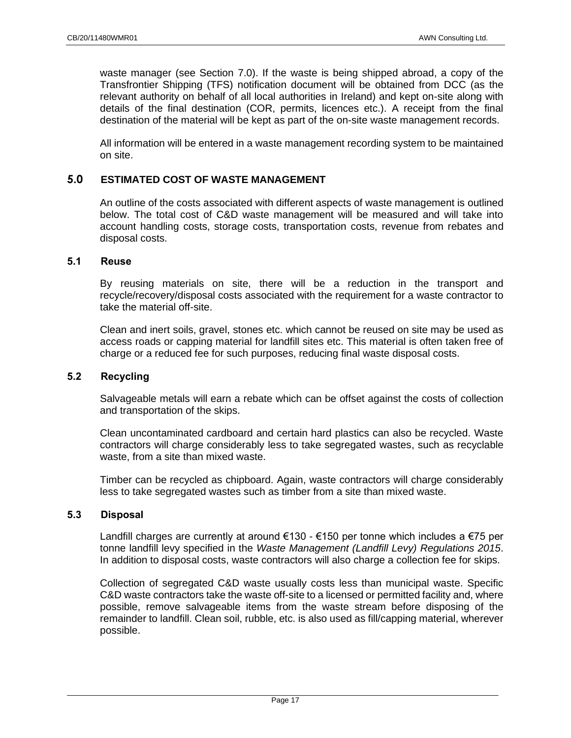waste manager (see Section 7.0). If the waste is being shipped abroad, a copy of the Transfrontier Shipping (TFS) notification document will be obtained from DCC (as the relevant authority on behalf of all local authorities in Ireland) and kept on-site along with details of the final destination (COR, permits, licences etc.). A receipt from the final destination of the material will be kept as part of the on-site waste management records.

All information will be entered in a waste management recording system to be maintained on site.

## 5.0 ESTIMATED COST OF WASTE MANAGEMENT

An outline of the costs associated with different aspects of waste management is outlined below. The total cost of C&D waste management will be measured and will take into account handling costs, storage costs, transportation costs, revenue from rebates and disposal costs.

### 5.1 Reuse

By reusing materials on site, there will be a reduction in the transport and recycle/recovery/disposal costs associated with the requirement for a waste contractor to take the material off-site.

Clean and inert soils, gravel, stones etc. which cannot be reused on site may be used as access roads or capping material for landfill sites etc. This material is often taken free of charge or a reduced fee for such purposes, reducing final waste disposal costs.

### 5.2 Recycling

Salvageable metals will earn a rebate which can be offset against the costs of collection and transportation of the skips.

Clean uncontaminated cardboard and certain hard plastics can also be recycled. Waste contractors will charge considerably less to take segregated wastes, such as recyclable waste, from a site than mixed waste.

Timber can be recycled as chipboard. Again, waste contractors will charge considerably less to take segregated wastes such as timber from a site than mixed waste.

### 5.3 Disposal

Landfill charges are currently at around €130 - €150 per tonne which includes a €75 per tonne landfill levy specified in the *Waste Management (Landfill Levy) Regulations 2015*. In addition to disposal costs, waste contractors will also charge a collection fee for skips.

Collection of segregated C&D waste usually costs less than municipal waste. Specific C&D waste contractors take the waste off-site to a licensed or permitted facility and, where possible, remove salvageable items from the waste stream before disposing of the remainder to landfill. Clean soil, rubble, etc. is also used as fill/capping material, wherever possible.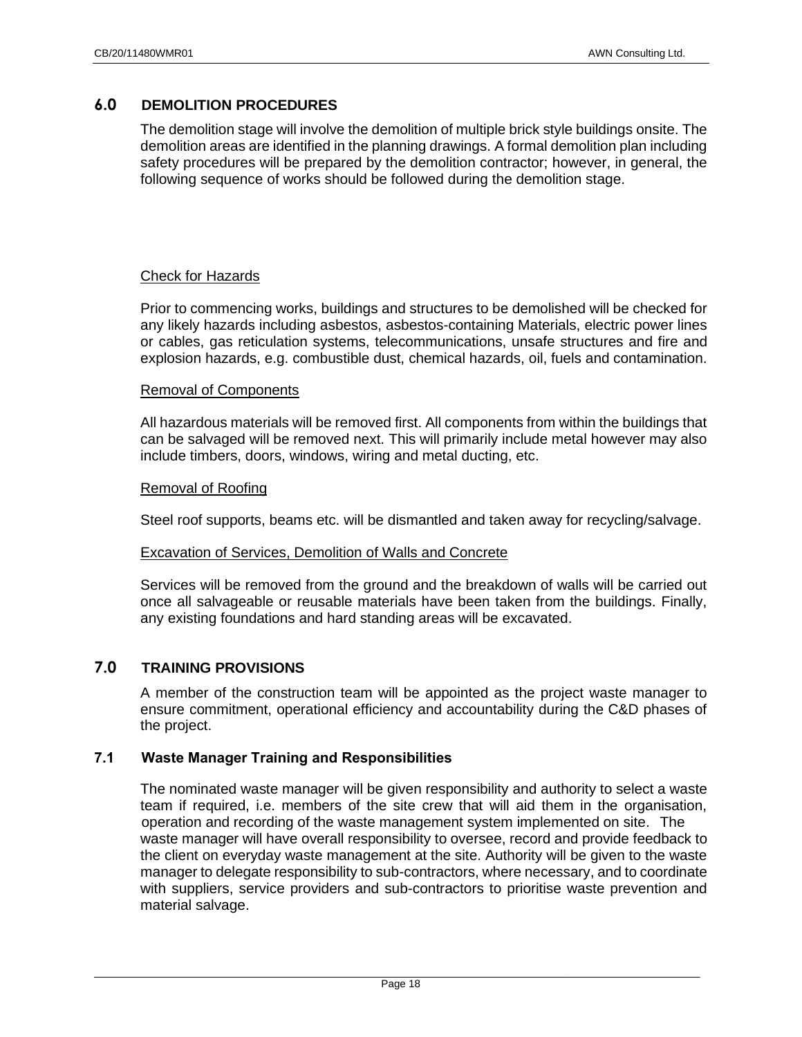## 6.0 DEMOLITION PROCEDURES

The demolition stage will involve the demolition of multiple brick style buildings onsite. The demolition areas are identified in the planning drawings. A formal demolition plan including safety procedures will be prepared by the demolition contractor; however, in general, the following sequence of works should be followed during the demolition stage.

Check for Hazards

Prior to commencing works, buildings and structures to be demolished will be checked for any likely hazards including asbestos, asbestos-containing Materials, electric power lines or cables, gas reticulation systems, telecommunications, unsafe structures and fire and explosion hazards, e.g. combustible dust, chemical hazards, oil, fuels and contamination.

Removal of Components

All hazardous materials will be removed first. All components from within the buildings that can be salvaged will be removed next. This will primarily include metal however may also include timbers, doors, windows, wiring and metal ducting, etc.

Removal of Roofing

Steel roof supports, beams etc. will be dismantled and taken away for recycling/salvage.

Excavation of Services, Demolition of Walls and Concrete

Services will be removed from the ground and the breakdown of walls will be carried out once all salvageable or reusable materials have been taken from the buildings. Finally, any existing foundations and hard standing areas will be excavated.

## 7.0 TRAINING PROVISIONS

A member of the construction team will be appointed as the project waste manager to ensure commitment, operational efficiency and accountability during the C&D phases of the project.

### 7.1 Waste Manager Training and Responsibilities

The nominated waste manager will be given responsibility and authority to select a waste team if required, i.e. members of the site crew that will aid them in the organisation, operation and recording of the waste management system implemented on site. The waste manager will have overall responsibility to oversee, record and provide feedback to the client on everyday waste management at the site. Authority will be given to the waste manager to delegate responsibility to sub-contractors, where necessary, and to coordinate with suppliers, service providers and sub-contractors to prioritise waste prevention and material salvage.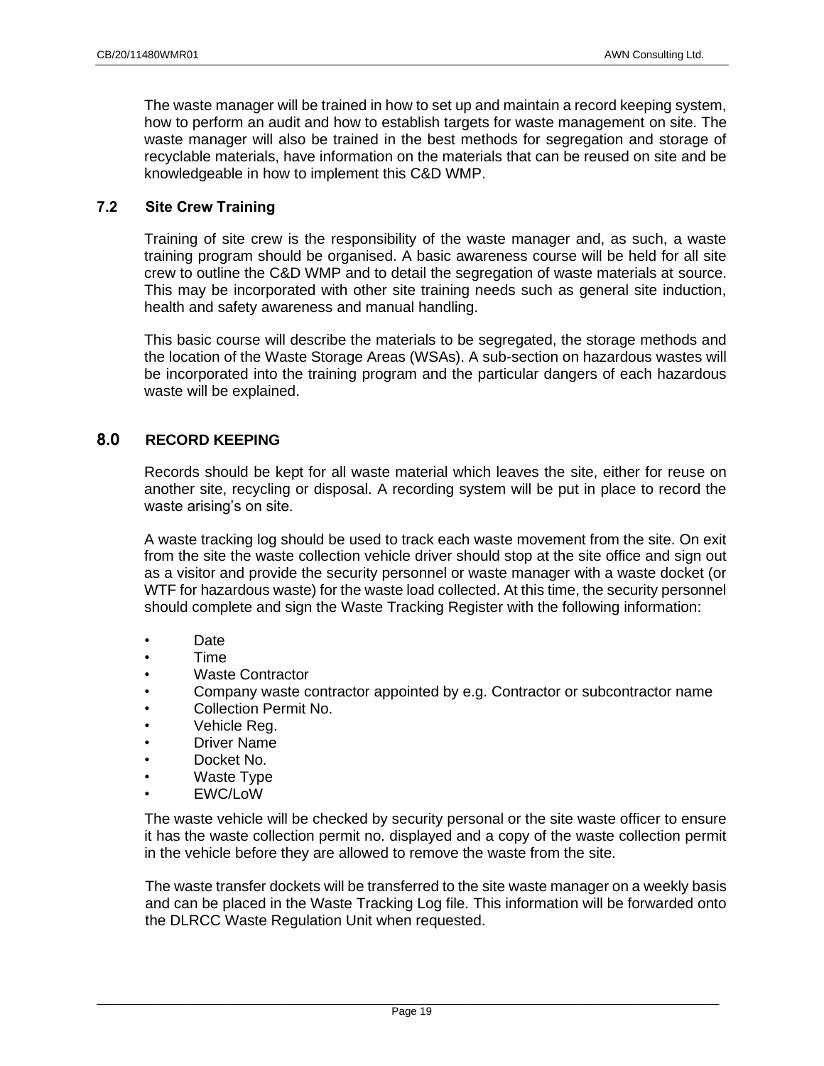The waste manager will be trained in how to set up and maintain a record keeping system, how to perform an audit and how to establish targets for waste management on site. The waste manager will also be trained in the best methods for segregation and storage of recyclable materials, have information on the materials that can be reused on site and be knowledgeable in how to implement this C&D WMP.

### 7.2 Site Crew Training

Training of site crew is the responsibility of the waste manager and, as such, a waste training program should be organised. A basic awareness course will be held for all site crew to outline the C&D WMP and to detail the segregation of waste materials at source. This may be incorporated with other site training needs such as general site induction, health and safety awareness and manual handling.

This basic course will describe the materials to be segregated, the storage methods and the location of the Waste Storage Areas (WSAs). A sub-section on hazardous wastes will be incorporated into the training program and the particular dangers of each hazardous waste will be explained.

## 8.0 RECORD KEEPING

Records should be kept for all waste material which leaves the site, either for reuse on another site, recycling or disposal. A recording system will be put in place to record the waste arising's on site.

A waste tracking log should be used to track each waste movement from the site. On exit from the site the waste collection vehicle driver should stop at the site office and sign out as a visitor and provide the security personnel or waste manager with a waste docket (or WTF for hazardous waste) for the waste load collected. At this time, the security personnel should complete and sign the Waste Tracking Register with the following information:

- Date
- Time
- Waste Contractor
- Company waste contractor appointed by e.g. Contractor or subcontractor name
- Collection Permit No.
- Vehicle Reg.
- Driver Name
- Docket No.
- Waste Type
- EWC/LoW

The waste vehicle will be checked by security personal or the site waste officer to ensure it has the waste collection permit no. displayed and a copy of the waste collection permit in the vehicle before they are allowed to remove the waste from the site.

The waste transfer dockets will be transferred to the site waste manager on a weekly basis and can be placed in the Waste Tracking Log file. This information will be forwarded onto the DLRCC Waste Regulation Unit when requested.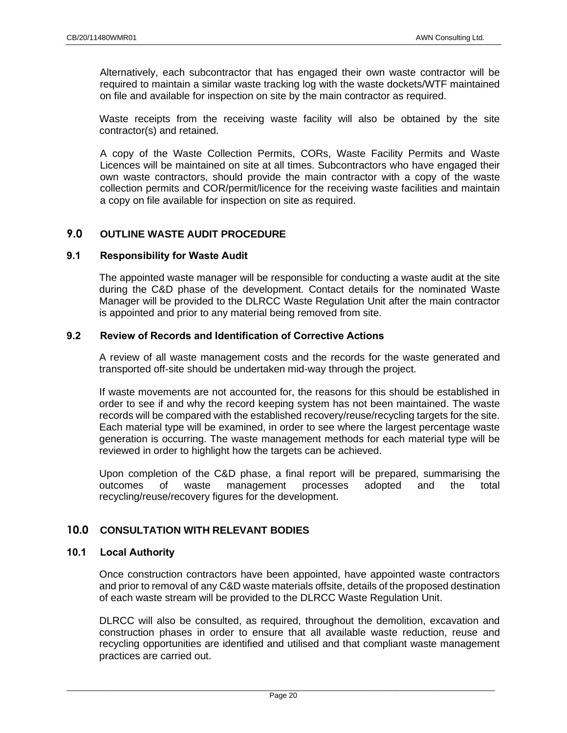Alternatively, each subcontractor that has engaged their own waste contractor will be required to maintain a similar waste tracking log with the waste dockets/WTF maintained on file and available for inspection on site by the main contractor as required.

Waste receipts from the receiving waste facility will also be obtained by the site contractor(s) and retained.

A copy of the Waste Collection Permits, CORs, Waste Facility Permits and Waste Licences will be maintained on site at all times. Subcontractors who have engaged their own waste contractors, should provide the main contractor with a copy of the waste collection permits and COR/permit/licence for the receiving waste facilities and maintain a copy on file available for inspection on site as required.

## 9.0 OUTLINE WASTE AUDIT PROCEDURE

### 9.1 Responsibility for Waste Audit

The appointed waste manager will be responsible for conducting a waste audit at the site during the C&D phase of the development. Contact details for the nominated Waste Manager will be provided to the DLRCC Waste Regulation Unit after the main contractor is appointed and prior to any material being removed from site.

### 9.2 Review of Records and Identification of Corrective Actions

A review of all waste management costs and the records for the waste generated and transported off-site should be undertaken mid-way through the project.

If waste movements are not accounted for, the reasons for this should be established in order to see if and why the record keeping system has not been maintained. The waste records will be compared with the established recovery/reuse/recycling targets for the site. Each material type will be examined, in order to see where the largest percentage waste generation is occurring. The waste management methods for each material type will be reviewed in order to highlight how the targets can be achieved.

Upon completion of the C&D phase, a final report will be prepared, summarising the outcomes of waste management processes adopted and the total recycling/reuse/recovery figures for the development.

## 10.0 CONSULTATION WITH RELEVANT BODIES

### 10.1 Local Authority

Once construction contractors have been appointed, have appointed waste contractors and prior to removal of any C&D waste materials offsite, details of the proposed destination of each waste stream will be provided to the DLRCC Waste Regulation Unit.

DLRCC will also be consulted, as required, throughout the demolition, excavation and construction phases in order to ensure that all available waste reduction, reuse and recycling opportunities are identified and utilised and that compliant waste management practices are carried out.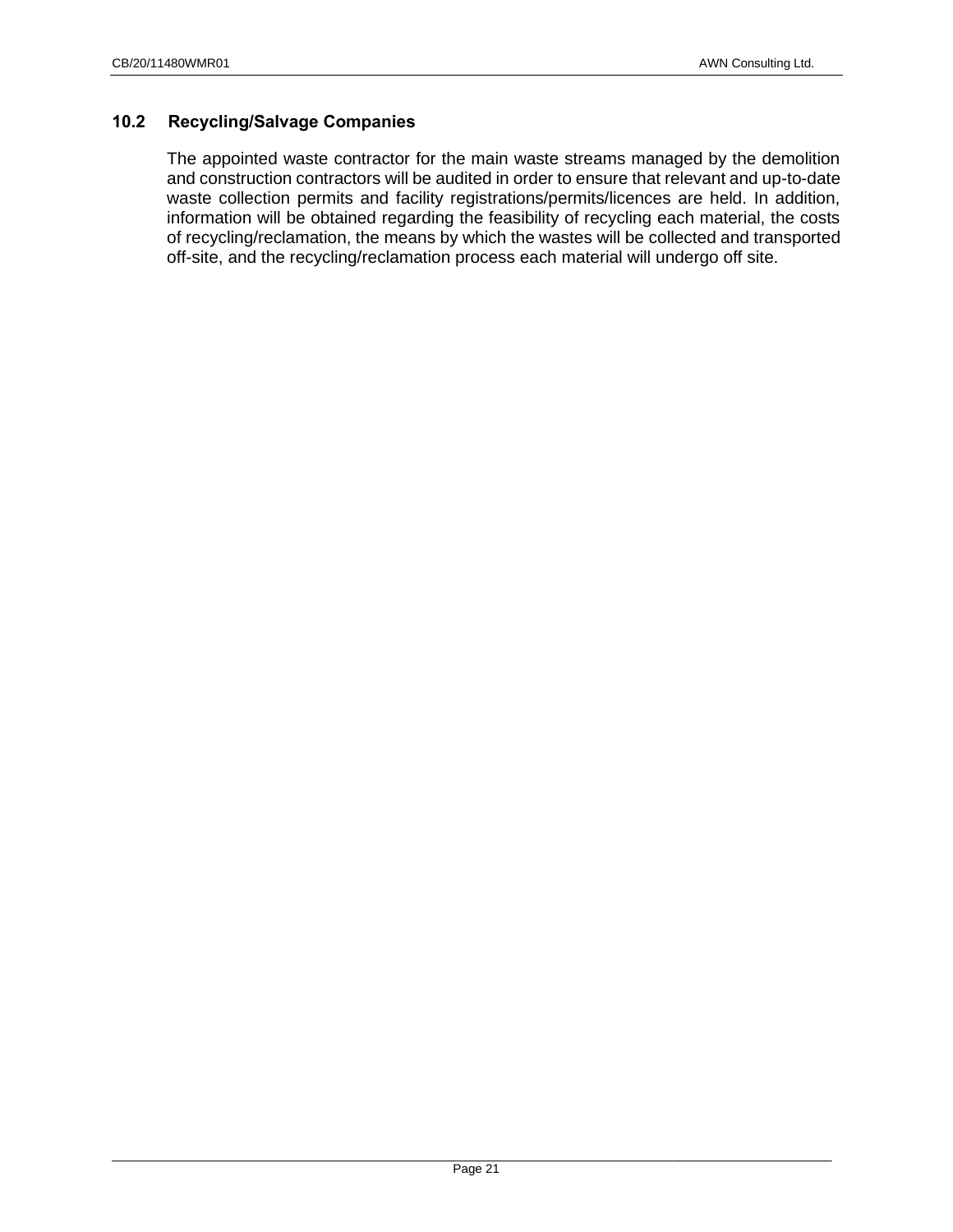### 10.2 Recycling/Salvage Companies

The appointed waste contractor for the main waste streams managed by the demolition and construction contractors will be audited in order to ensure that relevant and up-to-date waste collection permits and facility registrations/permits/licences are held. In addition, information will be obtained regarding the feasibility of recycling each material, the costs of recycling/reclamation, the means by which the wastes will be collected and transported off-site, and the recycling/reclamation process each material will undergo off site.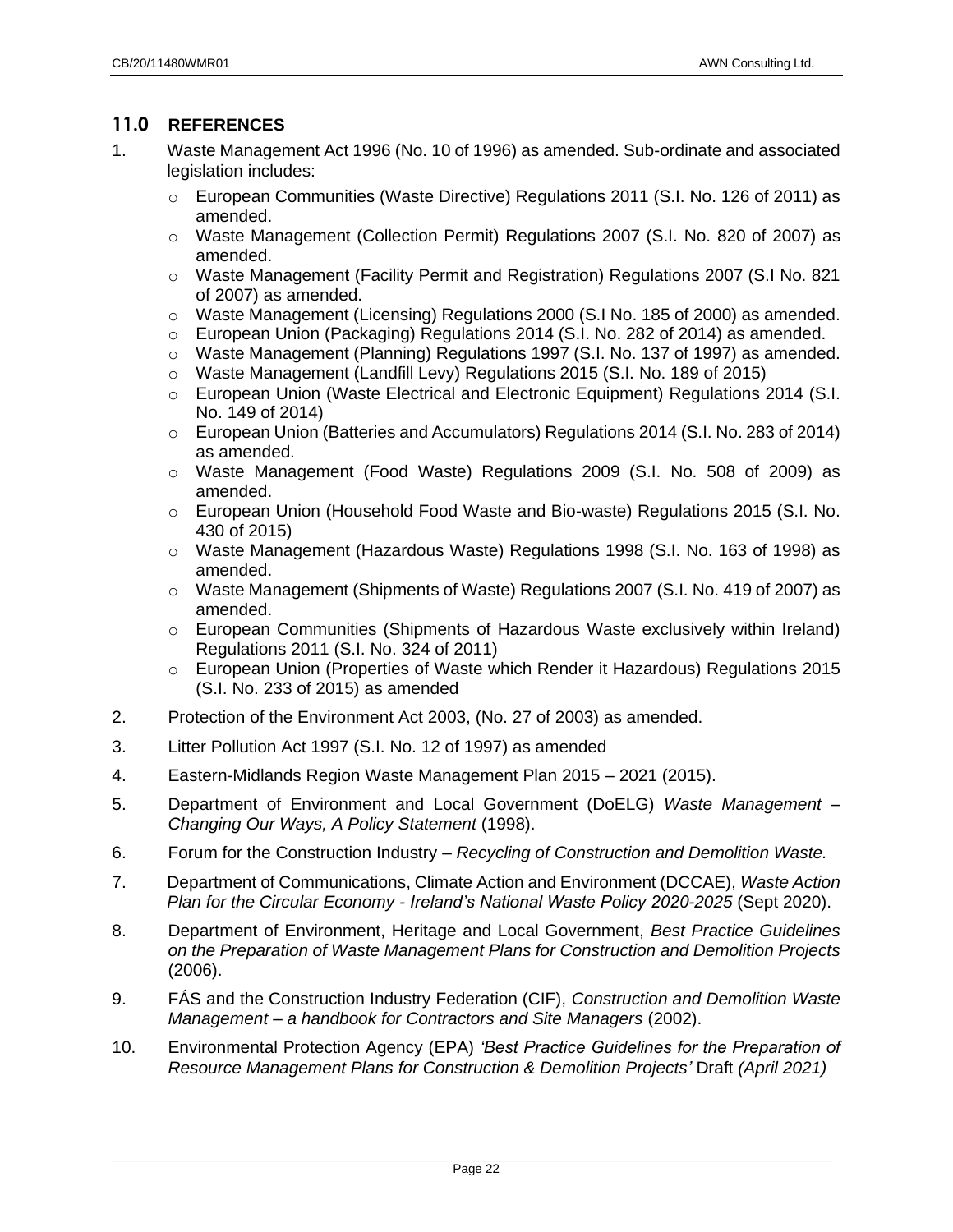## 11.0 REFERENCES

1. Waste Management Act 1996 (No. 10 of 1996) as amended. Sub-ordinate and associated legislation includes:
   - European Communities (Waste Directive) Regulations 2011 (S.I. No. 126 of 2011) as amended.
   - Waste Management (Collection Permit) Regulations 2007 (S.I. No. 820 of 2007) as amended.
   - Waste Management (Facility Permit and Registration) Regulations 2007 (S.I No. 821 of 2007) as amended.
   - Waste Management (Licensing) Regulations 2000 (S.I No. 185 of 2000) as amended.
   - European Union (Packaging) Regulations 2014 (S.I. No. 282 of 2014) as amended.
   - Waste Management (Planning) Regulations 1997 (S.I. No. 137 of 1997) as amended.
   - Waste Management (Landfill Levy) Regulations 2015 (S.I. No. 189 of 2015)
   - European Union (Waste Electrical and Electronic Equipment) Regulations 2014 (S.I. No. 149 of 2014)
   - European Union (Batteries and Accumulators) Regulations 2014 (S.I. No. 283 of 2014) as amended.
   - Waste Management (Food Waste) Regulations 2009 (S.I. No. 508 of 2009) as amended.
   - European Union (Household Food Waste and Bio-waste) Regulations 2015 (S.I. No. 430 of 2015)
   - Waste Management (Hazardous Waste) Regulations 1998 (S.I. No. 163 of 1998) as amended.
   - Waste Management (Shipments of Waste) Regulations 2007 (S.I. No. 419 of 2007) as amended.
   - European Communities (Shipments of Hazardous Waste exclusively within Ireland) Regulations 2011 (S.I. No. 324 of 2011)
   - European Union (Properties of Waste which Render it Hazardous) Regulations 2015 (S.I. No. 233 of 2015) as amended
2. Protection of the Environment Act 2003, (No. 27 of 2003) as amended.
3. Litter Pollution Act 1997 (S.I. No. 12 of 1997) as amended
4. Eastern-Midlands Region Waste Management Plan 2015 – 2021 (2015).
5. Department of Environment and Local Government (DoELG) *Waste Management – Changing Our Ways, A Policy Statement* (1998).
6. Forum for the Construction Industry – *Recycling of Construction and Demolition Waste.*
7. Department of Communications, Climate Action and Environment (DCCAE), *Waste Action Plan for the Circular Economy - Ireland's National Waste Policy 2020-2025* (Sept 2020).
8. Department of Environment, Heritage and Local Government, *Best Practice Guidelines on the Preparation of Waste Management Plans for Construction and Demolition Projects* (2006).
9. FÁS and the Construction Industry Federation (CIF), *Construction and Demolition Waste Management – a handbook for Contractors and Site Managers* (2002).
10. Environmental Protection Agency (EPA) *'Best Practice Guidelines for the Preparation of Resource Management Plans for Construction & Demolition Projects'* Draft *(April 2021)*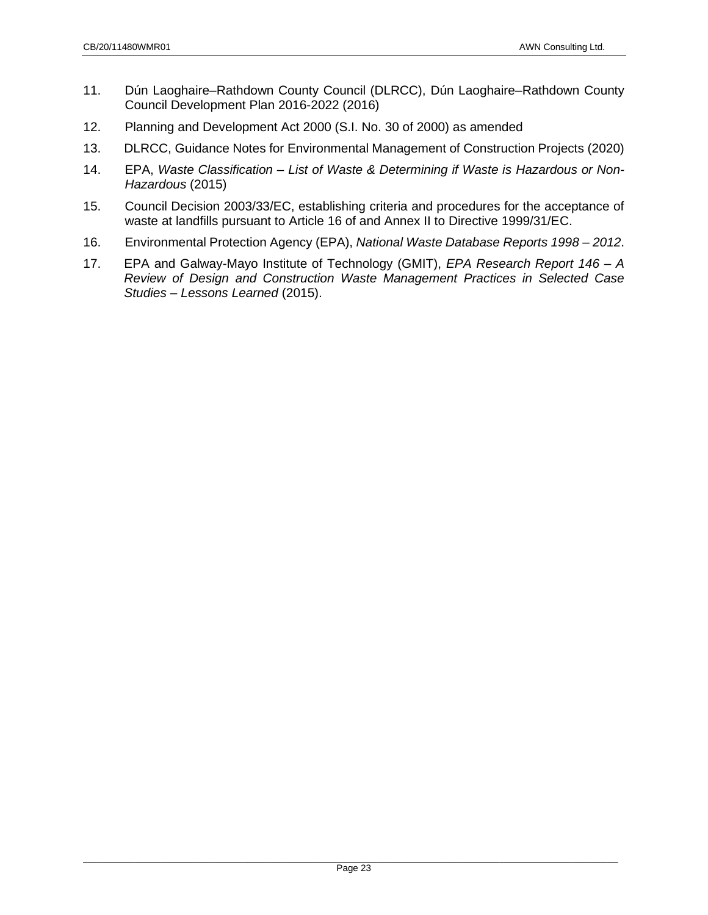11. Dún Laoghaire–Rathdown County Council (DLRCC), Dún Laoghaire–Rathdown County Council Development Plan 2016-2022 (2016)
12. Planning and Development Act 2000 (S.I. No. 30 of 2000) as amended
13. DLRCC, Guidance Notes for Environmental Management of Construction Projects (2020)
14. EPA, *Waste Classification – List of Waste & Determining if Waste is Hazardous or Non-Hazardous* (2015)
15. Council Decision 2003/33/EC, establishing criteria and procedures for the acceptance of waste at landfills pursuant to Article 16 of and Annex II to Directive 1999/31/EC.
16. Environmental Protection Agency (EPA), *National Waste Database Reports 1998 – 2012*.
17. EPA and Galway-Mayo Institute of Technology (GMIT), *EPA Research Report 146 – A Review of Design and Construction Waste Management Practices in Selected Case Studies – Lessons Learned* (2015).